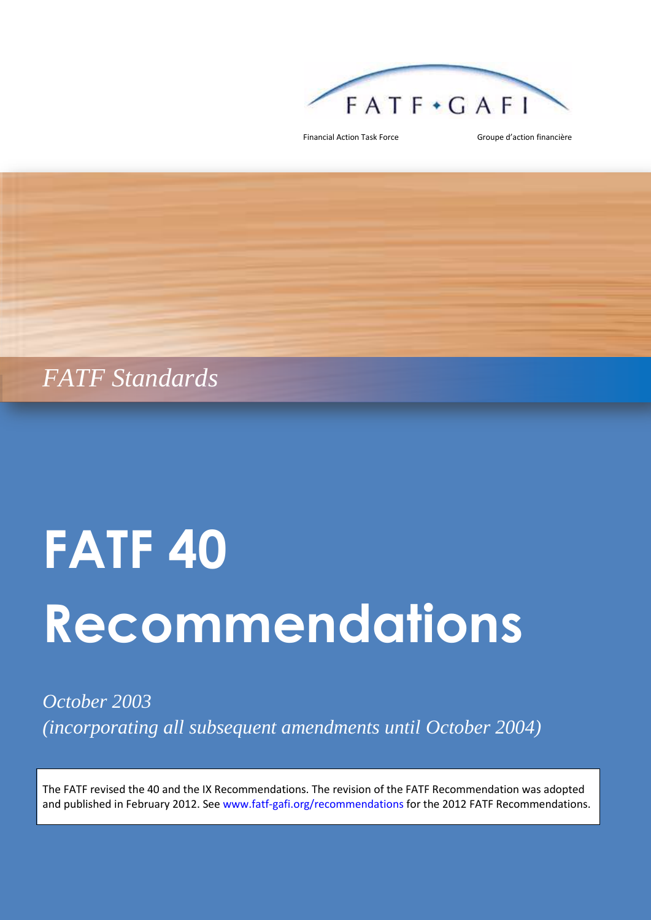FATF • GAFI

Financial Action Task Force

Groupe d'action financière

*FATF Standards*

# FATF 40 Recommendations

*October 2003*
*(incorporating all subsequent amendments until October 2004)*

The FATF revised the 40 and the IX Recommendations. The revision of the FATF Recommendation was adopted and published in February 2012. See www.fatf-gafi.org/recommendations for the 2012 FATF Recommendations.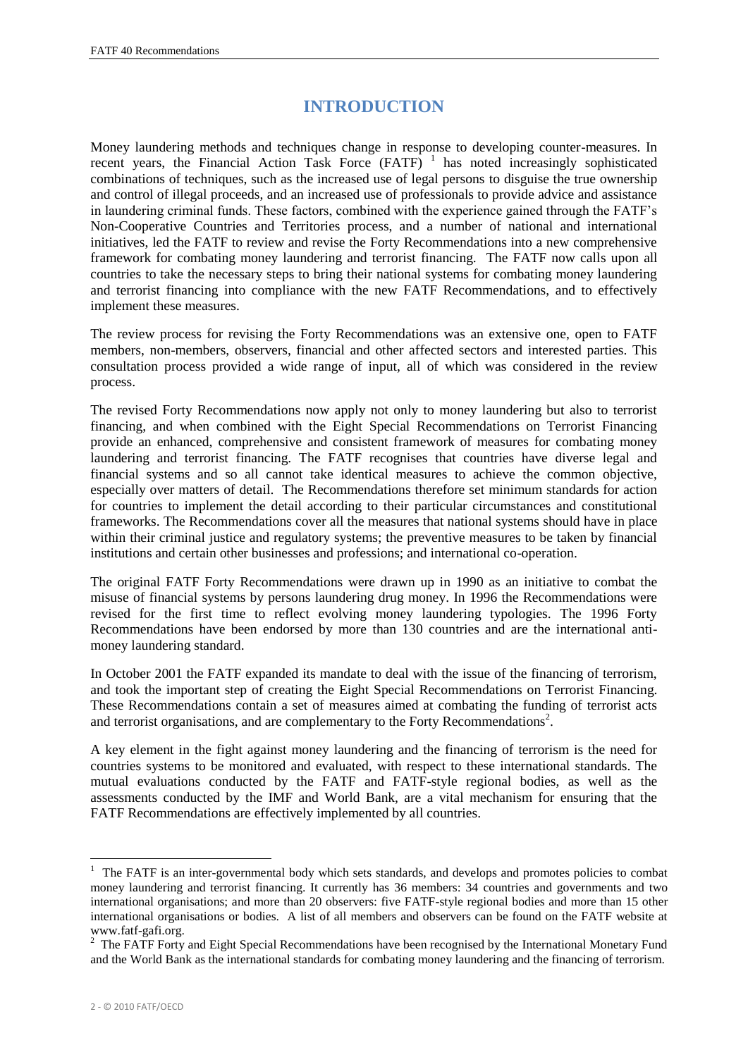# INTRODUCTION

Money laundering methods and techniques change in response to developing counter-measures. In recent years, the Financial Action Task Force (FATF) [1] has noted increasingly sophisticated combinations of techniques, such as the increased use of legal persons to disguise the true ownership and control of illegal proceeds, and an increased use of professionals to provide advice and assistance in laundering criminal funds. These factors, combined with the experience gained through the FATF's Non-Cooperative Countries and Territories process, and a number of national and international initiatives, led the FATF to review and revise the Forty Recommendations into a new comprehensive framework for combating money laundering and terrorist financing. The FATF now calls upon all countries to take the necessary steps to bring their national systems for combating money laundering and terrorist financing into compliance with the new FATF Recommendations, and to effectively implement these measures.

The review process for revising the Forty Recommendations was an extensive one, open to FATF members, non-members, observers, financial and other affected sectors and interested parties. This consultation process provided a wide range of input, all of which was considered in the review process.

The revised Forty Recommendations now apply not only to money laundering but also to terrorist financing, and when combined with the Eight Special Recommendations on Terrorist Financing provide an enhanced, comprehensive and consistent framework of measures for combating money laundering and terrorist financing. The FATF recognises that countries have diverse legal and financial systems and so all cannot take identical measures to achieve the common objective, especially over matters of detail. The Recommendations therefore set minimum standards for action for countries to implement the detail according to their particular circumstances and constitutional frameworks. The Recommendations cover all the measures that national systems should have in place within their criminal justice and regulatory systems; the preventive measures to be taken by financial institutions and certain other businesses and professions; and international co-operation.

The original FATF Forty Recommendations were drawn up in 1990 as an initiative to combat the misuse of financial systems by persons laundering drug money. In 1996 the Recommendations were revised for the first time to reflect evolving money laundering typologies. The 1996 Forty Recommendations have been endorsed by more than 130 countries and are the international anti-money laundering standard.

In October 2001 the FATF expanded its mandate to deal with the issue of the financing of terrorism, and took the important step of creating the Eight Special Recommendations on Terrorist Financing. These Recommendations contain a set of measures aimed at combating the funding of terrorist acts and terrorist organisations, and are complementary to the Forty Recommendations[2].

A key element in the fight against money laundering and the financing of terrorism is the need for countries systems to be monitored and evaluated, with respect to these international standards. The mutual evaluations conducted by the FATF and FATF-style regional bodies, as well as the assessments conducted by the IMF and World Bank, are a vital mechanism for ensuring that the FATF Recommendations are effectively implemented by all countries.

---

[1] The FATF is an inter-governmental body which sets standards, and develops and promotes policies to combat money laundering and terrorist financing. It currently has 36 members: 34 countries and governments and two international organisations; and more than 20 observers: five FATF-style regional bodies and more than 15 other international organisations or bodies. A list of all members and observers can be found on the FATF website at www.fatf-gafi.org.

[2] The FATF Forty and Eight Special Recommendations have been recognised by the International Monetary Fund and the World Bank as the international standards for combating money laundering and the financing of terrorism.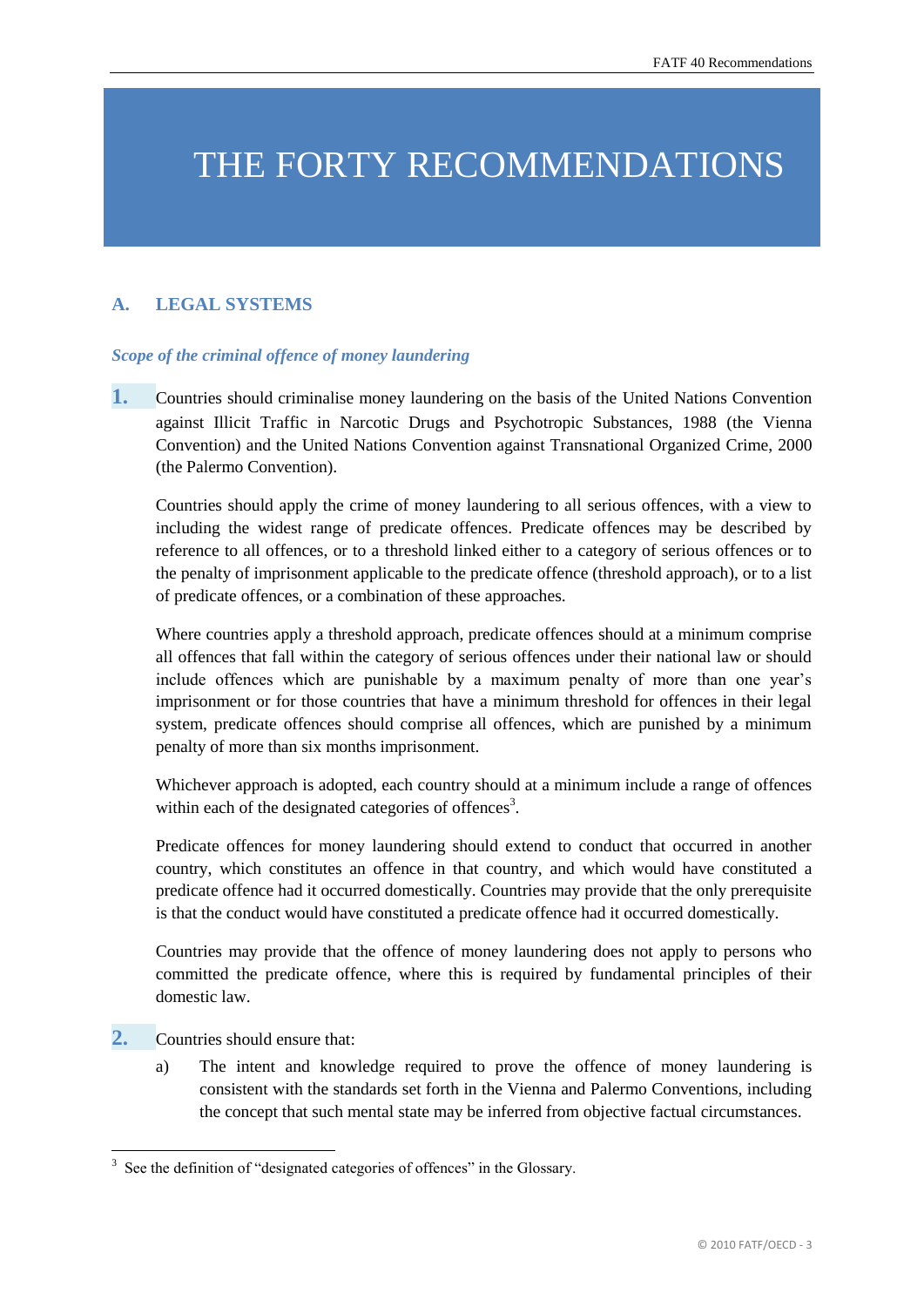# THE FORTY RECOMMENDATIONS

## A. LEGAL SYSTEMS

### *Scope of the criminal offence of money laundering*

**1.** Countries should criminalise money laundering on the basis of the United Nations Convention against Illicit Traffic in Narcotic Drugs and Psychotropic Substances, 1988 (the Vienna Convention) and the United Nations Convention against Transnational Organized Crime, 2000 (the Palermo Convention).

Countries should apply the crime of money laundering to all serious offences, with a view to including the widest range of predicate offences. Predicate offences may be described by reference to all offences, or to a threshold linked either to a category of serious offences or to the penalty of imprisonment applicable to the predicate offence (threshold approach), or to a list of predicate offences, or a combination of these approaches.

Where countries apply a threshold approach, predicate offences should at a minimum comprise all offences that fall within the category of serious offences under their national law or should include offences which are punishable by a maximum penalty of more than one year's imprisonment or for those countries that have a minimum threshold for offences in their legal system, predicate offences should comprise all offences, which are punished by a minimum penalty of more than six months imprisonment.

Whichever approach is adopted, each country should at a minimum include a range of offences within each of the designated categories of offences[3].

Predicate offences for money laundering should extend to conduct that occurred in another country, which constitutes an offence in that country, and which would have constituted a predicate offence had it occurred domestically. Countries may provide that the only prerequisite is that the conduct would have constituted a predicate offence had it occurred domestically.

Countries may provide that the offence of money laundering does not apply to persons who committed the predicate offence, where this is required by fundamental principles of their domestic law.

**2.** Countries should ensure that:

a) The intent and knowledge required to prove the offence of money laundering is consistent with the standards set forth in the Vienna and Palermo Conventions, including the concept that such mental state may be inferred from objective factual circumstances.

---

[3] See the definition of "designated categories of offences" in the Glossary.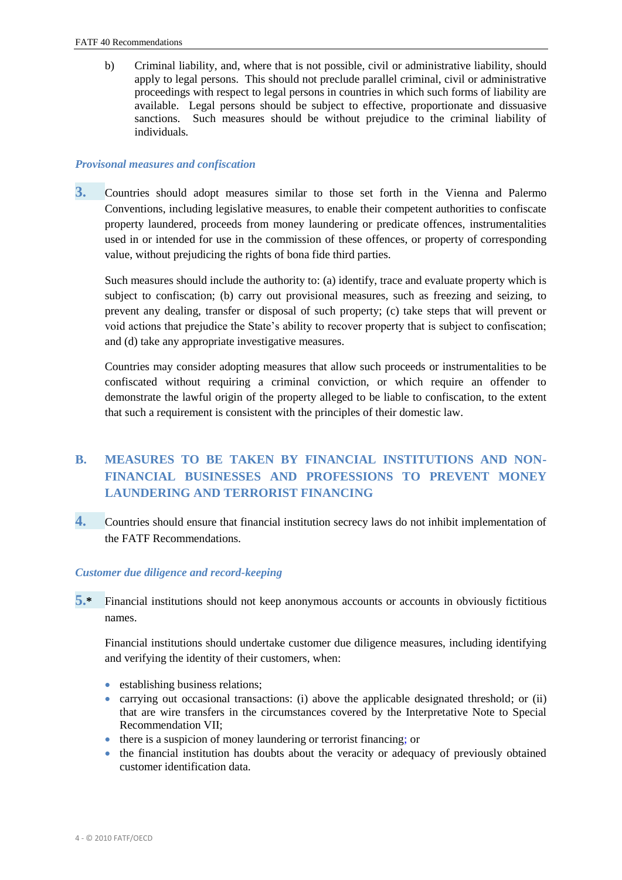b) Criminal liability, and, where that is not possible, civil or administrative liability, should apply to legal persons. This should not preclude parallel criminal, civil or administrative proceedings with respect to legal persons in countries in which such forms of liability are available. Legal persons should be subject to effective, proportionate and dissuasive sanctions. Such measures should be without prejudice to the criminal liability of individuals.

### *Provisional measures and confiscation*

**3.** Countries should adopt measures similar to those set forth in the Vienna and Palermo Conventions, including legislative measures, to enable their competent authorities to confiscate property laundered, proceeds from money laundering or predicate offences, instrumentalities used in or intended for use in the commission of these offences, or property of corresponding value, without prejudicing the rights of bona fide third parties.

Such measures should include the authority to: (a) identify, trace and evaluate property which is subject to confiscation; (b) carry out provisional measures, such as freezing and seizing, to prevent any dealing, transfer or disposal of such property; (c) take steps that will prevent or void actions that prejudice the State's ability to recover property that is subject to confiscation; and (d) take any appropriate investigative measures.

Countries may consider adopting measures that allow such proceeds or instrumentalities to be confiscated without requiring a criminal conviction, or which require an offender to demonstrate the lawful origin of the property alleged to be liable to confiscation, to the extent that such a requirement is consistent with the principles of their domestic law.

## B. MEASURES TO BE TAKEN BY FINANCIAL INSTITUTIONS AND NON-FINANCIAL BUSINESSES AND PROFESSIONS TO PREVENT MONEY LAUNDERING AND TERRORIST FINANCING

**4.** Countries should ensure that financial institution secrecy laws do not inhibit implementation of the FATF Recommendations.

### *Customer due diligence and record-keeping*

**5.*** Financial institutions should not keep anonymous accounts or accounts in obviously fictitious names.

Financial institutions should undertake customer due diligence measures, including identifying and verifying the identity of their customers, when:

- establishing business relations;
- carrying out occasional transactions: (i) above the applicable designated threshold; or (ii) that are wire transfers in the circumstances covered by the Interpretative Note to Special Recommendation VII;
- there is a suspicion of money laundering or terrorist financing; or
- the financial institution has doubts about the veracity or adequacy of previously obtained customer identification data.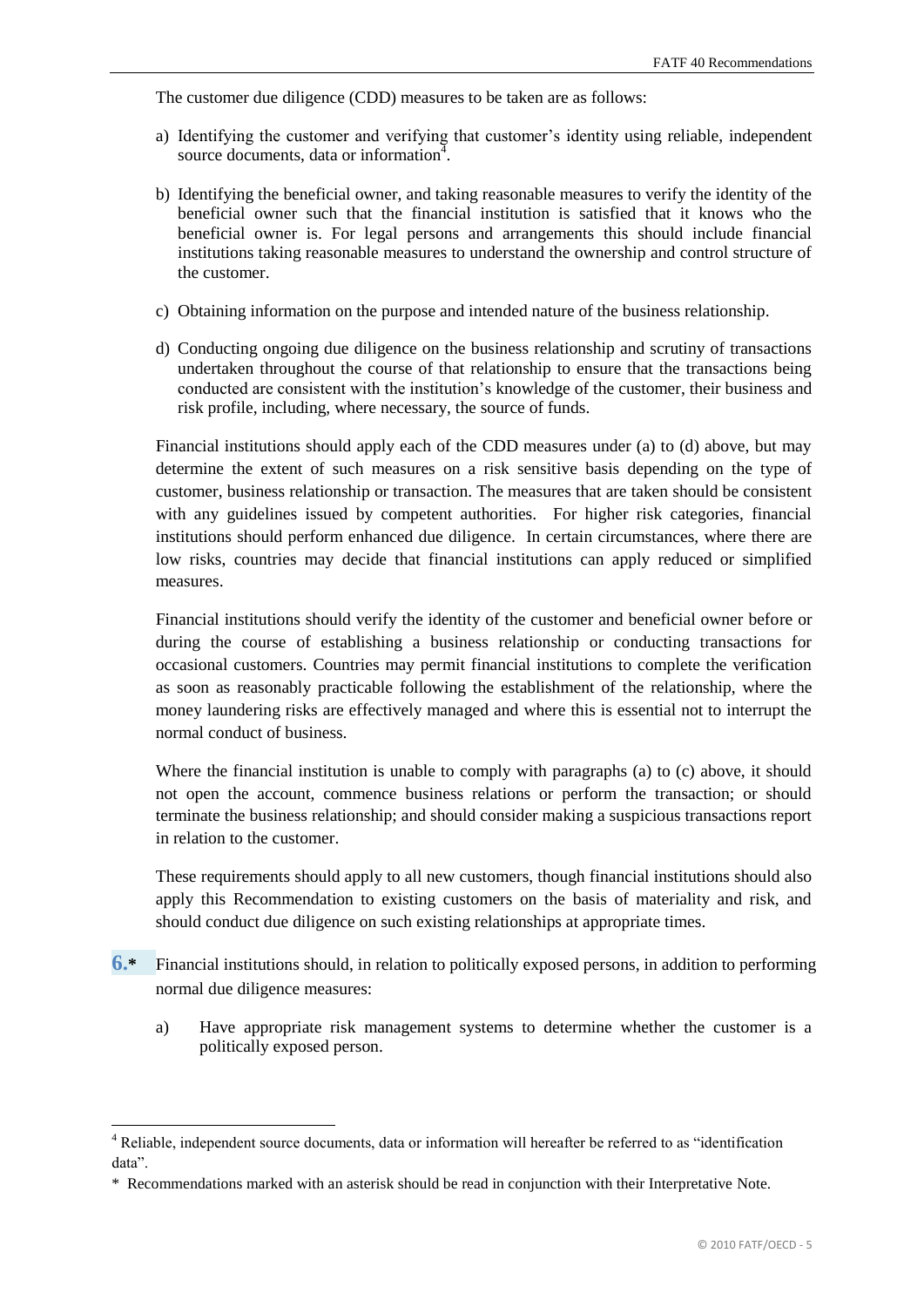The customer due diligence (CDD) measures to be taken are as follows:

a) Identifying the customer and verifying that customer's identity using reliable, independent source documents, data or information[4].

b) Identifying the beneficial owner, and taking reasonable measures to verify the identity of the beneficial owner such that the financial institution is satisfied that it knows who the beneficial owner is. For legal persons and arrangements this should include financial institutions taking reasonable measures to understand the ownership and control structure of the customer.

c) Obtaining information on the purpose and intended nature of the business relationship.

d) Conducting ongoing due diligence on the business relationship and scrutiny of transactions undertaken throughout the course of that relationship to ensure that the transactions being conducted are consistent with the institution's knowledge of the customer, their business and risk profile, including, where necessary, the source of funds.

Financial institutions should apply each of the CDD measures under (a) to (d) above, but may determine the extent of such measures on a risk sensitive basis depending on the type of customer, business relationship or transaction. The measures that are taken should be consistent with any guidelines issued by competent authorities. For higher risk categories, financial institutions should perform enhanced due diligence. In certain circumstances, where there are low risks, countries may decide that financial institutions can apply reduced or simplified measures.

Financial institutions should verify the identity of the customer and beneficial owner before or during the course of establishing a business relationship or conducting transactions for occasional customers. Countries may permit financial institutions to complete the verification as soon as reasonably practicable following the establishment of the relationship, where the money laundering risks are effectively managed and where this is essential not to interrupt the normal conduct of business.

Where the financial institution is unable to comply with paragraphs (a) to (c) above, it should not open the account, commence business relations or perform the transaction; or should terminate the business relationship; and should consider making a suspicious transactions report in relation to the customer.

These requirements should apply to all new customers, though financial institutions should also apply this Recommendation to existing customers on the basis of materiality and risk, and should conduct due diligence on such existing relationships at appropriate times.

**6.*** Financial institutions should, in relation to politically exposed persons, in addition to performing normal due diligence measures:

a) Have appropriate risk management systems to determine whether the customer is a politically exposed person.

---

[4] Reliable, independent source documents, data or information will hereafter be referred to as "identification data".

\* Recommendations marked with an asterisk should be read in conjunction with their Interpretative Note.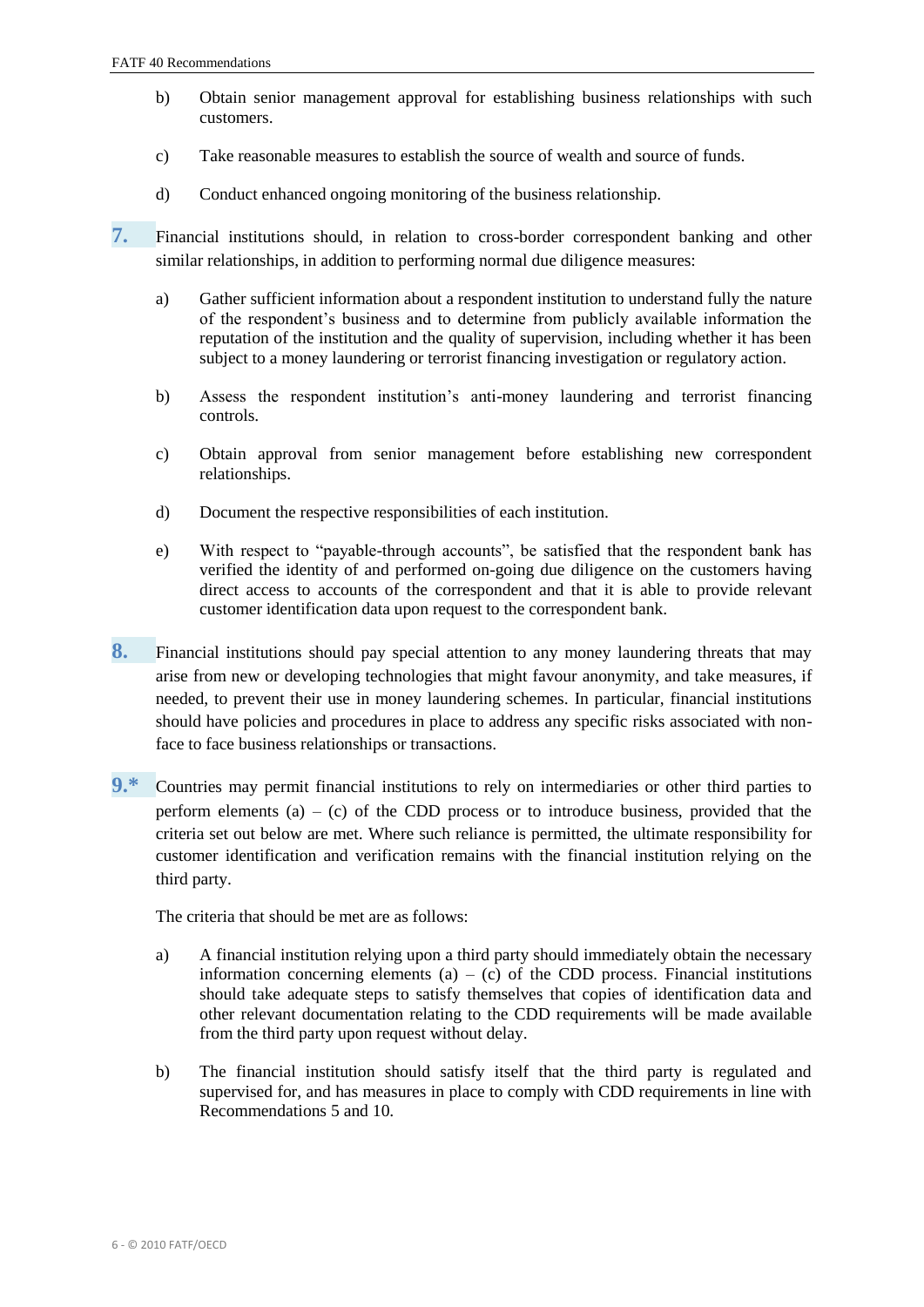b) Obtain senior management approval for establishing business relationships with such customers.

c) Take reasonable measures to establish the source of wealth and source of funds.

d) Conduct enhanced ongoing monitoring of the business relationship.

**7.** Financial institutions should, in relation to cross-border correspondent banking and other similar relationships, in addition to performing normal due diligence measures:

a) Gather sufficient information about a respondent institution to understand fully the nature of the respondent's business and to determine from publicly available information the reputation of the institution and the quality of supervision, including whether it has been subject to a money laundering or terrorist financing investigation or regulatory action.

b) Assess the respondent institution's anti-money laundering and terrorist financing controls.

c) Obtain approval from senior management before establishing new correspondent relationships.

d) Document the respective responsibilities of each institution.

e) With respect to "payable-through accounts", be satisfied that the respondent bank has verified the identity of and performed on-going due diligence on the customers having direct access to accounts of the correspondent and that it is able to provide relevant customer identification data upon request to the correspondent bank.

**8.** Financial institutions should pay special attention to any money laundering threats that may arise from new or developing technologies that might favour anonymity, and take measures, if needed, to prevent their use in money laundering schemes. In particular, financial institutions should have policies and procedures in place to address any specific risks associated with non-face to face business relationships or transactions.

**9.*** Countries may permit financial institutions to rely on intermediaries or other third parties to perform elements (a) – (c) of the CDD process or to introduce business, provided that the criteria set out below are met. Where such reliance is permitted, the ultimate responsibility for customer identification and verification remains with the financial institution relying on the third party.

The criteria that should be met are as follows:

a) A financial institution relying upon a third party should immediately obtain the necessary information concerning elements (a) – (c) of the CDD process. Financial institutions should take adequate steps to satisfy themselves that copies of identification data and other relevant documentation relating to the CDD requirements will be made available from the third party upon request without delay.

b) The financial institution should satisfy itself that the third party is regulated and supervised for, and has measures in place to comply with CDD requirements in line with Recommendations 5 and 10.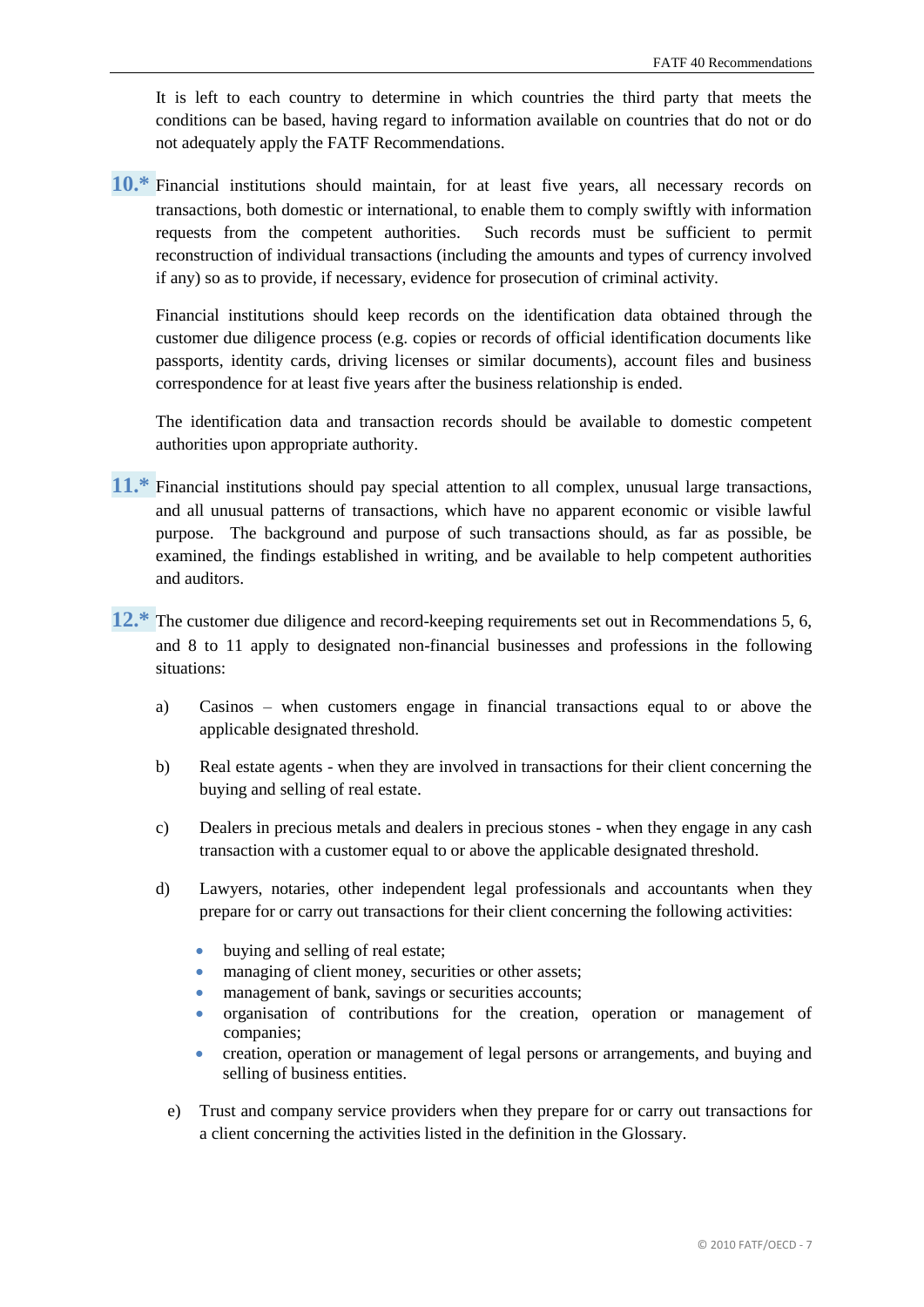It is left to each country to determine in which countries the third party that meets the conditions can be based, having regard to information available on countries that do not or do not adequately apply the FATF Recommendations.

**10.*** Financial institutions should maintain, for at least five years, all necessary records on transactions, both domestic or international, to enable them to comply swiftly with information requests from the competent authorities. Such records must be sufficient to permit reconstruction of individual transactions (including the amounts and types of currency involved if any) so as to provide, if necessary, evidence for prosecution of criminal activity.

Financial institutions should keep records on the identification data obtained through the customer due diligence process (e.g. copies or records of official identification documents like passports, identity cards, driving licenses or similar documents), account files and business correspondence for at least five years after the business relationship is ended.

The identification data and transaction records should be available to domestic competent authorities upon appropriate authority.

**11.*** Financial institutions should pay special attention to all complex, unusual large transactions, and all unusual patterns of transactions, which have no apparent economic or visible lawful purpose. The background and purpose of such transactions should, as far as possible, be examined, the findings established in writing, and be available to help competent authorities and auditors.

**12.*** The customer due diligence and record-keeping requirements set out in Recommendations 5, 6, and 8 to 11 apply to designated non-financial businesses and professions in the following situations:

a) Casinos – when customers engage in financial transactions equal to or above the applicable designated threshold.

b) Real estate agents - when they are involved in transactions for their client concerning the buying and selling of real estate.

c) Dealers in precious metals and dealers in precious stones - when they engage in any cash transaction with a customer equal to or above the applicable designated threshold.

d) Lawyers, notaries, other independent legal professionals and accountants when they prepare for or carry out transactions for their client concerning the following activities:

- buying and selling of real estate;
- managing of client money, securities or other assets;
- management of bank, savings or securities accounts;
- organisation of contributions for the creation, operation or management of companies;
- creation, operation or management of legal persons or arrangements, and buying and selling of business entities.

e) Trust and company service providers when they prepare for or carry out transactions for a client concerning the activities listed in the definition in the Glossary.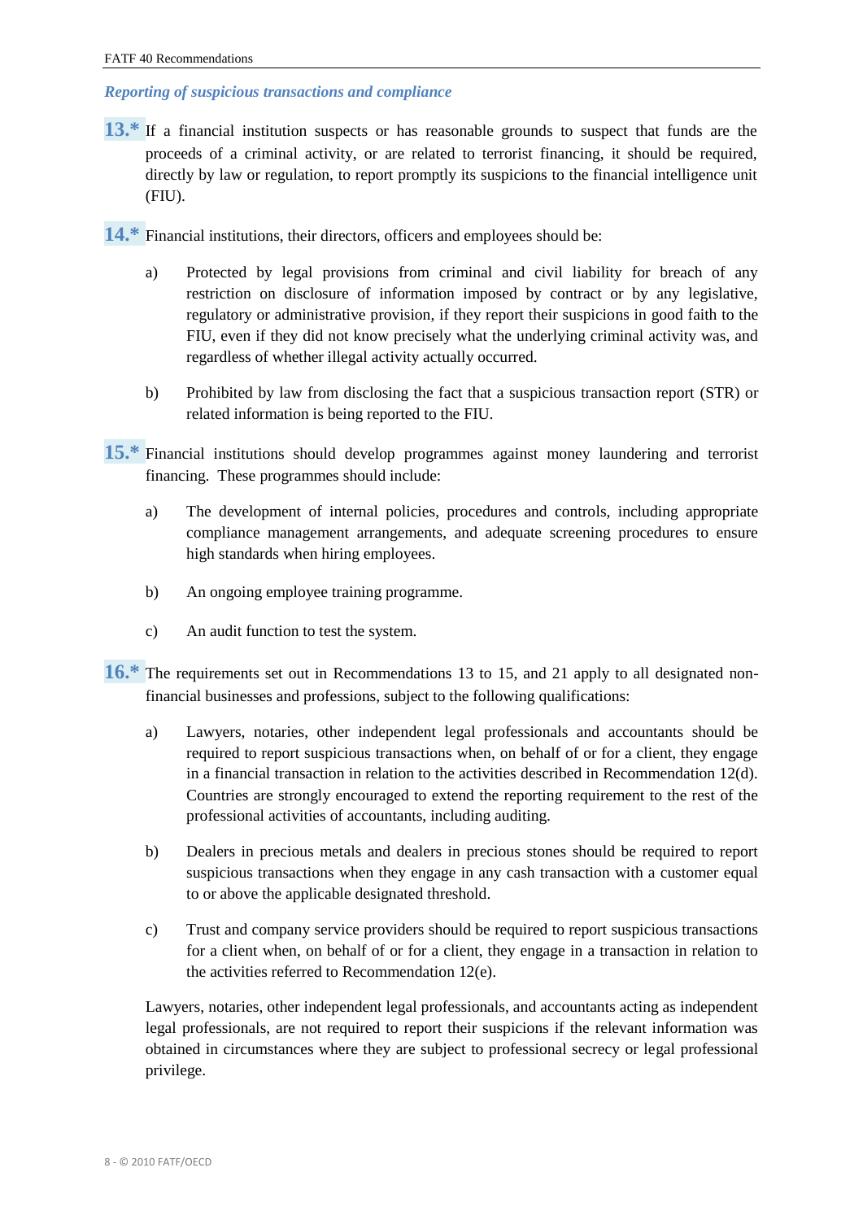### *Reporting of suspicious transactions and compliance*

**13.*** If a financial institution suspects or has reasonable grounds to suspect that funds are the proceeds of a criminal activity, or are related to terrorist financing, it should be required, directly by law or regulation, to report promptly its suspicions to the financial intelligence unit (FIU).

**14.*** Financial institutions, their directors, officers and employees should be:

a) Protected by legal provisions from criminal and civil liability for breach of any restriction on disclosure of information imposed by contract or by any legislative, regulatory or administrative provision, if they report their suspicions in good faith to the FIU, even if they did not know precisely what the underlying criminal activity was, and regardless of whether illegal activity actually occurred.

b) Prohibited by law from disclosing the fact that a suspicious transaction report (STR) or related information is being reported to the FIU.

**15.*** Financial institutions should develop programmes against money laundering and terrorist financing. These programmes should include:

a) The development of internal policies, procedures and controls, including appropriate compliance management arrangements, and adequate screening procedures to ensure high standards when hiring employees.

b) An ongoing employee training programme.

c) An audit function to test the system.

**16.*** The requirements set out in Recommendations 13 to 15, and 21 apply to all designated non-financial businesses and professions, subject to the following qualifications:

a) Lawyers, notaries, other independent legal professionals and accountants should be required to report suspicious transactions when, on behalf of or for a client, they engage in a financial transaction in relation to the activities described in Recommendation 12(d). Countries are strongly encouraged to extend the reporting requirement to the rest of the professional activities of accountants, including auditing.

b) Dealers in precious metals and dealers in precious stones should be required to report suspicious transactions when they engage in any cash transaction with a customer equal to or above the applicable designated threshold.

c) Trust and company service providers should be required to report suspicious transactions for a client when, on behalf of or for a client, they engage in a transaction in relation to the activities referred to Recommendation 12(e).

Lawyers, notaries, other independent legal professionals, and accountants acting as independent legal professionals, are not required to report their suspicions if the relevant information was obtained in circumstances where they are subject to professional secrecy or legal professional privilege.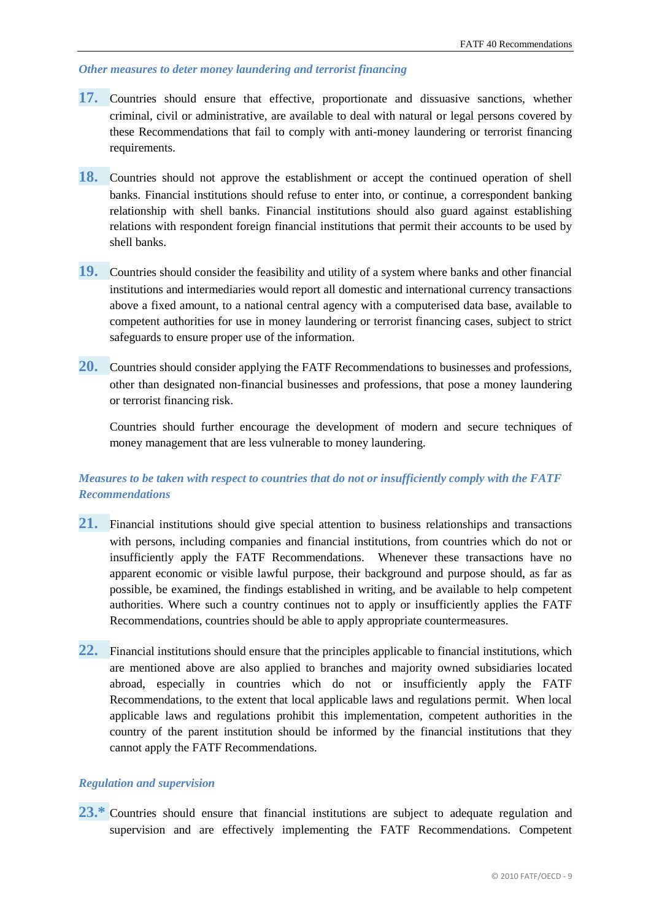### *Other measures to deter money laundering and terrorist financing*

**17.** Countries should ensure that effective, proportionate and dissuasive sanctions, whether criminal, civil or administrative, are available to deal with natural or legal persons covered by these Recommendations that fail to comply with anti-money laundering or terrorist financing requirements.

**18.** Countries should not approve the establishment or accept the continued operation of shell banks. Financial institutions should refuse to enter into, or continue, a correspondent banking relationship with shell banks. Financial institutions should also guard against establishing relations with respondent foreign financial institutions that permit their accounts to be used by shell banks.

**19.** Countries should consider the feasibility and utility of a system where banks and other financial institutions and intermediaries would report all domestic and international currency transactions above a fixed amount, to a national central agency with a computerised data base, available to competent authorities for use in money laundering or terrorist financing cases, subject to strict safeguards to ensure proper use of the information.

**20.** Countries should consider applying the FATF Recommendations to businesses and professions, other than designated non-financial businesses and professions, that pose a money laundering or terrorist financing risk.

Countries should further encourage the development of modern and secure techniques of money management that are less vulnerable to money laundering.

### *Measures to be taken with respect to countries that do not or insufficiently comply with the FATF Recommendations*

**21.** Financial institutions should give special attention to business relationships and transactions with persons, including companies and financial institutions, from countries which do not or insufficiently apply the FATF Recommendations. Whenever these transactions have no apparent economic or visible lawful purpose, their background and purpose should, as far as possible, be examined, the findings established in writing, and be available to help competent authorities. Where such a country continues not to apply or insufficiently applies the FATF Recommendations, countries should be able to apply appropriate countermeasures.

**22.** Financial institutions should ensure that the principles applicable to financial institutions, which are mentioned above are also applied to branches and majority owned subsidiaries located abroad, especially in countries which do not or insufficiently apply the FATF Recommendations, to the extent that local applicable laws and regulations permit. When local applicable laws and regulations prohibit this implementation, competent authorities in the country of the parent institution should be informed by the financial institutions that they cannot apply the FATF Recommendations.

### *Regulation and supervision*

**23.*** Countries should ensure that financial institutions are subject to adequate regulation and supervision and are effectively implementing the FATF Recommendations. Competent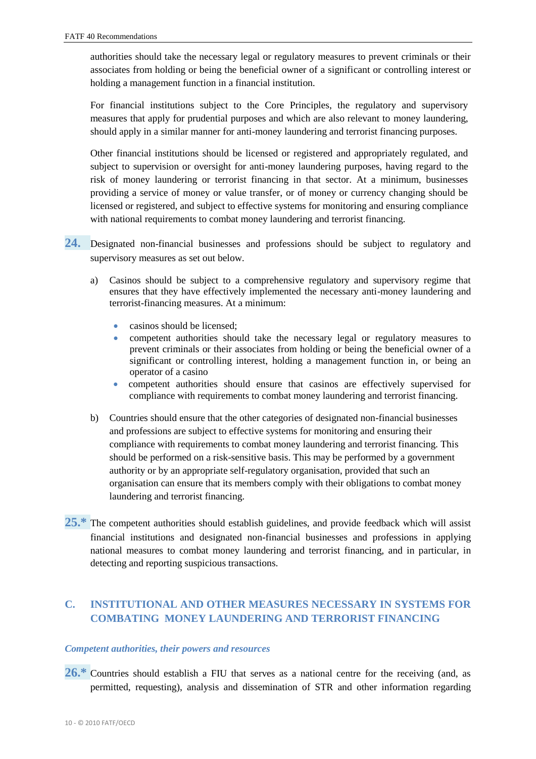authorities should take the necessary legal or regulatory measures to prevent criminals or their associates from holding or being the beneficial owner of a significant or controlling interest or holding a management function in a financial institution.

For financial institutions subject to the Core Principles, the regulatory and supervisory measures that apply for prudential purposes and which are also relevant to money laundering, should apply in a similar manner for anti-money laundering and terrorist financing purposes.

Other financial institutions should be licensed or registered and appropriately regulated, and subject to supervision or oversight for anti-money laundering purposes, having regard to the risk of money laundering or terrorist financing in that sector. At a minimum, businesses providing a service of money or value transfer, or of money or currency changing should be licensed or registered, and subject to effective systems for monitoring and ensuring compliance with national requirements to combat money laundering and terrorist financing.

**24.** Designated non-financial businesses and professions should be subject to regulatory and supervisory measures as set out below.

a) Casinos should be subject to a comprehensive regulatory and supervisory regime that ensures that they have effectively implemented the necessary anti-money laundering and terrorist-financing measures. At a minimum:

- casinos should be licensed;
- competent authorities should take the necessary legal or regulatory measures to prevent criminals or their associates from holding or being the beneficial owner of a significant or controlling interest, holding a management function in, or being an operator of a casino
- competent authorities should ensure that casinos are effectively supervised for compliance with requirements to combat money laundering and terrorist financing.

b) Countries should ensure that the other categories of designated non-financial businesses and professions are subject to effective systems for monitoring and ensuring their compliance with requirements to combat money laundering and terrorist financing. This should be performed on a risk-sensitive basis. This may be performed by a government authority or by an appropriate self-regulatory organisation, provided that such an organisation can ensure that its members comply with their obligations to combat money laundering and terrorist financing.

**25.*** The competent authorities should establish guidelines, and provide feedback which will assist financial institutions and designated non-financial businesses and professions in applying national measures to combat money laundering and terrorist financing, and in particular, in detecting and reporting suspicious transactions.

## C. INSTITUTIONAL AND OTHER MEASURES NECESSARY IN SYSTEMS FOR COMBATING MONEY LAUNDERING AND TERRORIST FINANCING

### *Competent authorities, their powers and resources*

**26.*** Countries should establish a FIU that serves as a national centre for the receiving (and, as permitted, requesting), analysis and dissemination of STR and other information regarding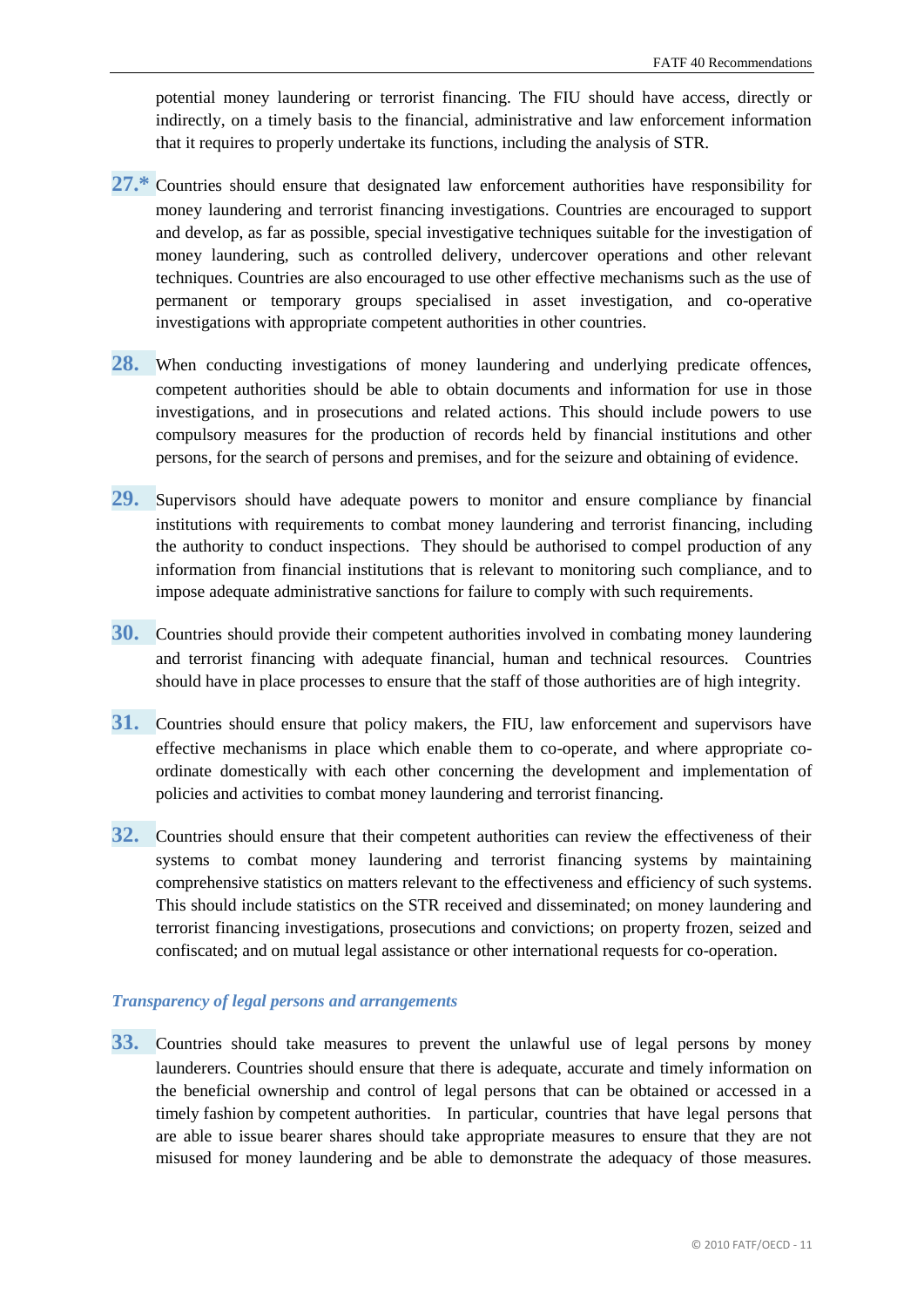potential money laundering or terrorist financing. The FIU should have access, directly or indirectly, on a timely basis to the financial, administrative and law enforcement information that it requires to properly undertake its functions, including the analysis of STR.

**27.*** Countries should ensure that designated law enforcement authorities have responsibility for money laundering and terrorist financing investigations. Countries are encouraged to support and develop, as far as possible, special investigative techniques suitable for the investigation of money laundering, such as controlled delivery, undercover operations and other relevant techniques. Countries are also encouraged to use other effective mechanisms such as the use of permanent or temporary groups specialised in asset investigation, and co-operative investigations with appropriate competent authorities in other countries.

**28.** When conducting investigations of money laundering and underlying predicate offences, competent authorities should be able to obtain documents and information for use in those investigations, and in prosecutions and related actions. This should include powers to use compulsory measures for the production of records held by financial institutions and other persons, for the search of persons and premises, and for the seizure and obtaining of evidence.

**29.** Supervisors should have adequate powers to monitor and ensure compliance by financial institutions with requirements to combat money laundering and terrorist financing, including the authority to conduct inspections. They should be authorised to compel production of any information from financial institutions that is relevant to monitoring such compliance, and to impose adequate administrative sanctions for failure to comply with such requirements.

**30.** Countries should provide their competent authorities involved in combating money laundering and terrorist financing with adequate financial, human and technical resources. Countries should have in place processes to ensure that the staff of those authorities are of high integrity.

**31.** Countries should ensure that policy makers, the FIU, law enforcement and supervisors have effective mechanisms in place which enable them to co-operate, and where appropriate co-ordinate domestically with each other concerning the development and implementation of policies and activities to combat money laundering and terrorist financing.

**32.** Countries should ensure that their competent authorities can review the effectiveness of their systems to combat money laundering and terrorist financing systems by maintaining comprehensive statistics on matters relevant to the effectiveness and efficiency of such systems. This should include statistics on the STR received and disseminated; on money laundering and terrorist financing investigations, prosecutions and convictions; on property frozen, seized and confiscated; and on mutual legal assistance or other international requests for co-operation.

### *Transparency of legal persons and arrangements*

**33.** Countries should take measures to prevent the unlawful use of legal persons by money launderers. Countries should ensure that there is adequate, accurate and timely information on the beneficial ownership and control of legal persons that can be obtained or accessed in a timely fashion by competent authorities. In particular, countries that have legal persons that are able to issue bearer shares should take appropriate measures to ensure that they are not misused for money laundering and be able to demonstrate the adequacy of those measures.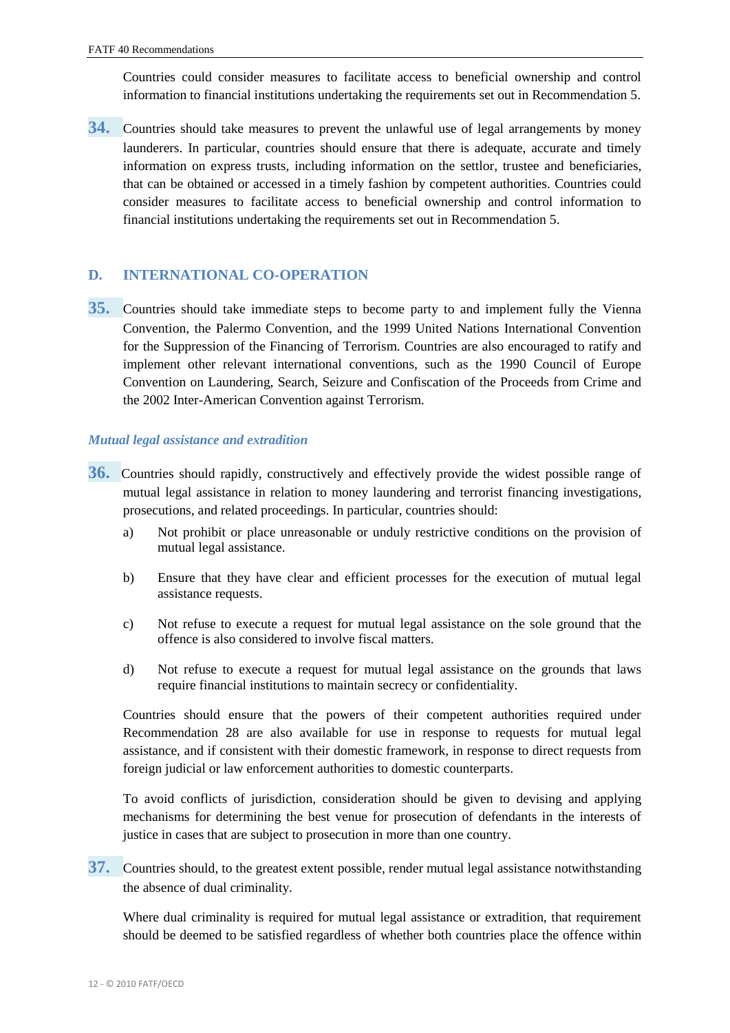Countries could consider measures to facilitate access to beneficial ownership and control information to financial institutions undertaking the requirements set out in Recommendation 5.

**34.** Countries should take measures to prevent the unlawful use of legal arrangements by money launderers. In particular, countries should ensure that there is adequate, accurate and timely information on express trusts, including information on the settlor, trustee and beneficiaries, that can be obtained or accessed in a timely fashion by competent authorities. Countries could consider measures to facilitate access to beneficial ownership and control information to financial institutions undertaking the requirements set out in Recommendation 5.

## D. INTERNATIONAL CO-OPERATION

**35.** Countries should take immediate steps to become party to and implement fully the Vienna Convention, the Palermo Convention, and the 1999 United Nations International Convention for the Suppression of the Financing of Terrorism. Countries are also encouraged to ratify and implement other relevant international conventions, such as the 1990 Council of Europe Convention on Laundering, Search, Seizure and Confiscation of the Proceeds from Crime and the 2002 Inter-American Convention against Terrorism.

### *Mutual legal assistance and extradition*

**36.** Countries should rapidly, constructively and effectively provide the widest possible range of mutual legal assistance in relation to money laundering and terrorist financing investigations, prosecutions, and related proceedings. In particular, countries should:

a) Not prohibit or place unreasonable or unduly restrictive conditions on the provision of mutual legal assistance.

b) Ensure that they have clear and efficient processes for the execution of mutual legal assistance requests.

c) Not refuse to execute a request for mutual legal assistance on the sole ground that the offence is also considered to involve fiscal matters.

d) Not refuse to execute a request for mutual legal assistance on the grounds that laws require financial institutions to maintain secrecy or confidentiality.

Countries should ensure that the powers of their competent authorities required under Recommendation 28 are also available for use in response to requests for mutual legal assistance, and if consistent with their domestic framework, in response to direct requests from foreign judicial or law enforcement authorities to domestic counterparts.

To avoid conflicts of jurisdiction, consideration should be given to devising and applying mechanisms for determining the best venue for prosecution of defendants in the interests of justice in cases that are subject to prosecution in more than one country.

**37.** Countries should, to the greatest extent possible, render mutual legal assistance notwithstanding the absence of dual criminality.

Where dual criminality is required for mutual legal assistance or extradition, that requirement should be deemed to be satisfied regardless of whether both countries place the offence within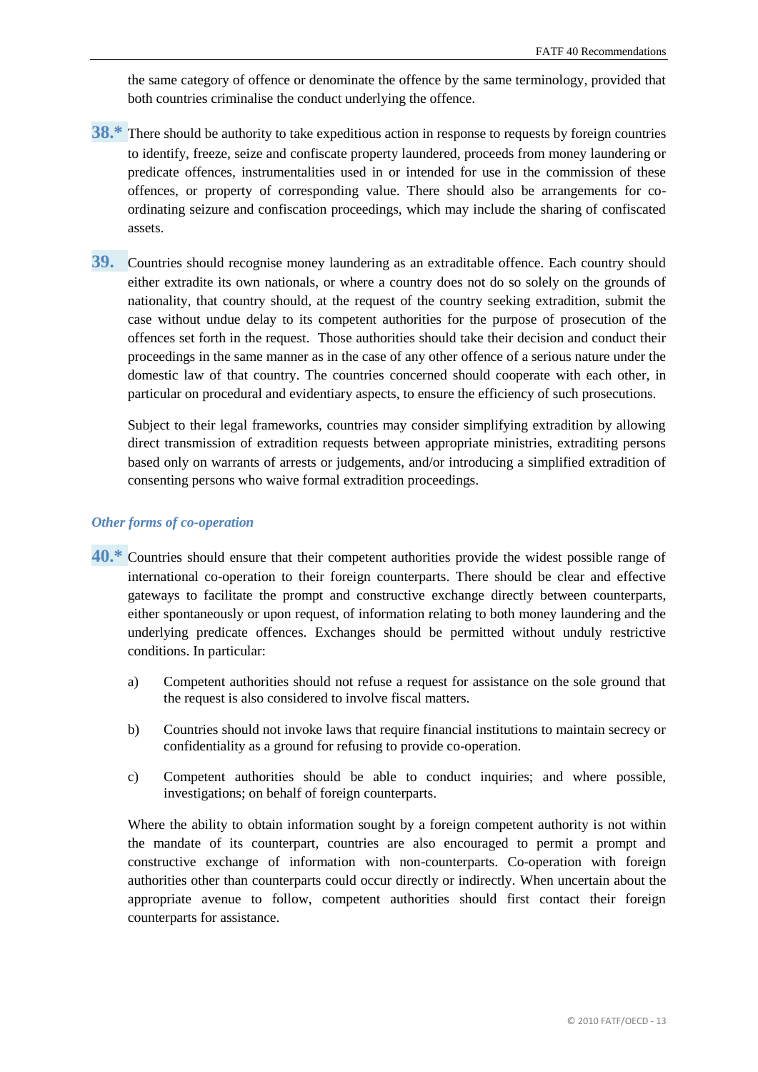the same category of offence or denominate the offence by the same terminology, provided that both countries criminalise the conduct underlying the offence.

**38.*** There should be authority to take expeditious action in response to requests by foreign countries to identify, freeze, seize and confiscate property laundered, proceeds from money laundering or predicate offences, instrumentalities used in or intended for use in the commission of these offences, or property of corresponding value. There should also be arrangements for co-ordinating seizure and confiscation proceedings, which may include the sharing of confiscated assets.

**39.** Countries should recognise money laundering as an extraditable offence. Each country should either extradite its own nationals, or where a country does not do so solely on the grounds of nationality, that country should, at the request of the country seeking extradition, submit the case without undue delay to its competent authorities for the purpose of prosecution of the offences set forth in the request. Those authorities should take their decision and conduct their proceedings in the same manner as in the case of any other offence of a serious nature under the domestic law of that country. The countries concerned should cooperate with each other, in particular on procedural and evidentiary aspects, to ensure the efficiency of such prosecutions.

Subject to their legal frameworks, countries may consider simplifying extradition by allowing direct transmission of extradition requests between appropriate ministries, extraditing persons based only on warrants of arrests or judgements, and/or introducing a simplified extradition of consenting persons who waive formal extradition proceedings.

### *Other forms of co-operation*

**40.*** Countries should ensure that their competent authorities provide the widest possible range of international co-operation to their foreign counterparts. There should be clear and effective gateways to facilitate the prompt and constructive exchange directly between counterparts, either spontaneously or upon request, of information relating to both money laundering and the underlying predicate offences. Exchanges should be permitted without unduly restrictive conditions. In particular:

a) Competent authorities should not refuse a request for assistance on the sole ground that the request is also considered to involve fiscal matters.

b) Countries should not invoke laws that require financial institutions to maintain secrecy or confidentiality as a ground for refusing to provide co-operation.

c) Competent authorities should be able to conduct inquiries; and where possible, investigations; on behalf of foreign counterparts.

Where the ability to obtain information sought by a foreign competent authority is not within the mandate of its counterpart, countries are also encouraged to permit a prompt and constructive exchange of information with non-counterparts. Co-operation with foreign authorities other than counterparts could occur directly or indirectly. When uncertain about the appropriate avenue to follow, competent authorities should first contact their foreign counterparts for assistance.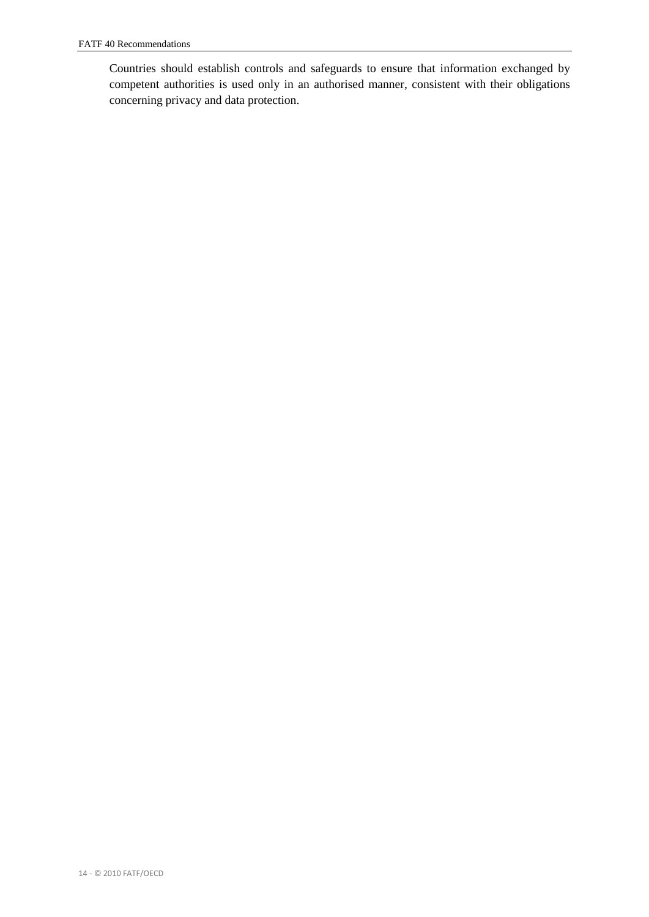Countries should establish controls and safeguards to ensure that information exchanged by competent authorities is used only in an authorised manner, consistent with their obligations concerning privacy and data protection.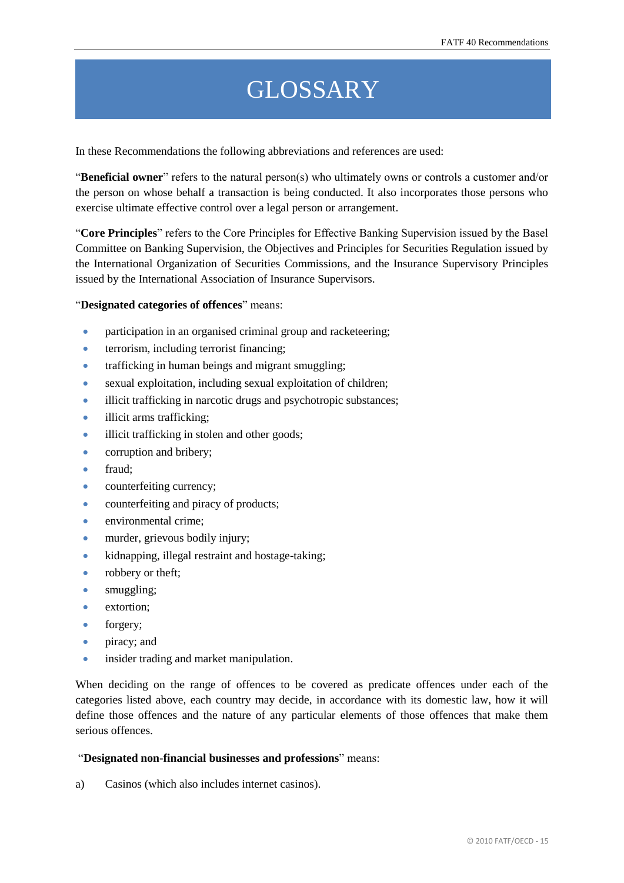# GLOSSARY

In these Recommendations the following abbreviations and references are used:

"**Beneficial owner**" refers to the natural person(s) who ultimately owns or controls a customer and/or the person on whose behalf a transaction is being conducted. It also incorporates those persons who exercise ultimate effective control over a legal person or arrangement.

"**Core Principles**" refers to the Core Principles for Effective Banking Supervision issued by the Basel Committee on Banking Supervision, the Objectives and Principles for Securities Regulation issued by the International Organization of Securities Commissions, and the Insurance Supervisory Principles issued by the International Association of Insurance Supervisors.

"**Designated categories of offences**" means:

- participation in an organised criminal group and racketeering;
- terrorism, including terrorist financing;
- trafficking in human beings and migrant smuggling;
- sexual exploitation, including sexual exploitation of children;
- illicit trafficking in narcotic drugs and psychotropic substances;
- illicit arms trafficking;
- illicit trafficking in stolen and other goods;
- corruption and bribery;
- fraud;
- counterfeiting currency;
- counterfeiting and piracy of products;
- environmental crime;
- murder, grievous bodily injury;
- kidnapping, illegal restraint and hostage-taking;
- robbery or theft;
- smuggling;
- extortion;
- forgery;
- piracy; and
- insider trading and market manipulation.

When deciding on the range of offences to be covered as predicate offences under each of the categories listed above, each country may decide, in accordance with its domestic law, how it will define those offences and the nature of any particular elements of those offences that make them serious offences.

"**Designated non-financial businesses and professions**" means:

a) Casinos (which also includes internet casinos).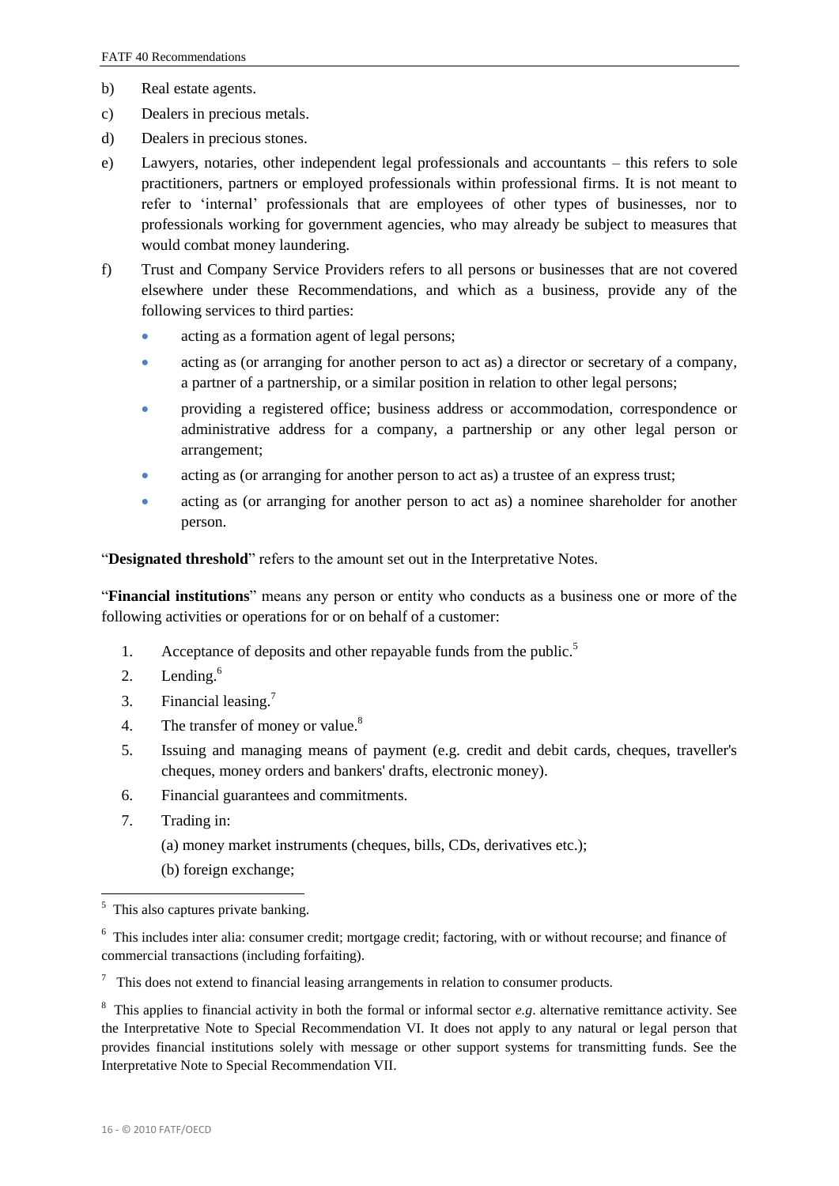b) Real estate agents.

c) Dealers in precious metals.

d) Dealers in precious stones.

e) Lawyers, notaries, other independent legal professionals and accountants – this refers to sole practitioners, partners or employed professionals within professional firms. It is not meant to refer to 'internal' professionals that are employees of other types of businesses, nor to professionals working for government agencies, who may already be subject to measures that would combat money laundering.

f) Trust and Company Service Providers refers to all persons or businesses that are not covered elsewhere under these Recommendations, and which as a business, provide any of the following services to third parties:

- acting as a formation agent of legal persons;
- acting as (or arranging for another person to act as) a director or secretary of a company, a partner of a partnership, or a similar position in relation to other legal persons;
- providing a registered office; business address or accommodation, correspondence or administrative address for a company, a partnership or any other legal person or arrangement;
- acting as (or arranging for another person to act as) a trustee of an express trust;
- acting as (or arranging for another person to act as) a nominee shareholder for another person.

"**Designated threshold**" refers to the amount set out in the Interpretative Notes.

"**Financial institutions**" means any person or entity who conducts as a business one or more of the following activities or operations for or on behalf of a customer:

1. Acceptance of deposits and other repayable funds from the public.[5]
2. Lending.[6]
3. Financial leasing.[7]
4. The transfer of money or value.[8]
5. Issuing and managing means of payment (e.g. credit and debit cards, cheques, traveller's cheques, money orders and bankers' drafts, electronic money).
6. Financial guarantees and commitments.
7. Trading in:

   (a) money market instruments (cheques, bills, CDs, derivatives etc.);

   (b) foreign exchange;

[5] This also captures private banking.

[6] This includes inter alia: consumer credit; mortgage credit; factoring, with or without recourse; and finance of commercial transactions (including forfaiting).

[7] This does not extend to financial leasing arrangements in relation to consumer products.

[8] This applies to financial activity in both the formal or informal sector *e.g*. alternative remittance activity. See the Interpretative Note to Special Recommendation VI. It does not apply to any natural or legal person that provides financial institutions solely with message or other support systems for transmitting funds. See the Interpretative Note to Special Recommendation VII.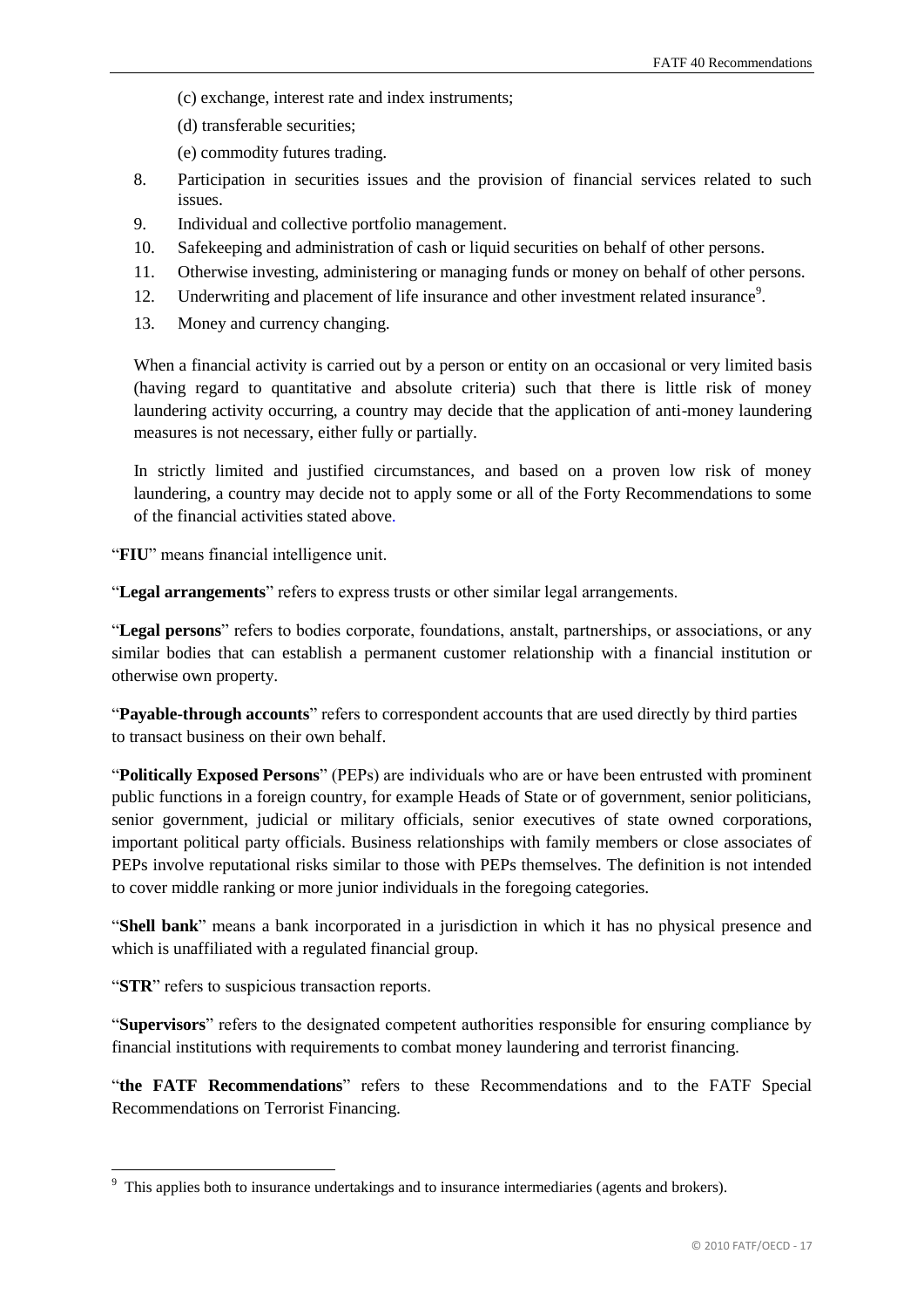(c) exchange, interest rate and index instruments;

(d) transferable securities;

(e) commodity futures trading.

8. Participation in securities issues and the provision of financial services related to such issues.
9. Individual and collective portfolio management.
10. Safekeeping and administration of cash or liquid securities on behalf of other persons.
11. Otherwise investing, administering or managing funds or money on behalf of other persons.
12. Underwriting and placement of life insurance and other investment related insurance[9].
13. Money and currency changing.

When a financial activity is carried out by a person or entity on an occasional or very limited basis (having regard to quantitative and absolute criteria) such that there is little risk of money laundering activity occurring, a country may decide that the application of anti-money laundering measures is not necessary, either fully or partially.

In strictly limited and justified circumstances, and based on a proven low risk of money laundering, a country may decide not to apply some or all of the Forty Recommendations to some of the financial activities stated above.

"**FIU**" means financial intelligence unit.

"**Legal arrangements**" refers to express trusts or other similar legal arrangements.

"**Legal persons**" refers to bodies corporate, foundations, anstalt, partnerships, or associations, or any similar bodies that can establish a permanent customer relationship with a financial institution or otherwise own property.

"**Payable-through accounts**" refers to correspondent accounts that are used directly by third parties to transact business on their own behalf.

"**Politically Exposed Persons**" (PEPs) are individuals who are or have been entrusted with prominent public functions in a foreign country, for example Heads of State or of government, senior politicians, senior government, judicial or military officials, senior executives of state owned corporations, important political party officials. Business relationships with family members or close associates of PEPs involve reputational risks similar to those with PEPs themselves. The definition is not intended to cover middle ranking or more junior individuals in the foregoing categories.

"**Shell bank**" means a bank incorporated in a jurisdiction in which it has no physical presence and which is unaffiliated with a regulated financial group.

"**STR**" refers to suspicious transaction reports.

"**Supervisors**" refers to the designated competent authorities responsible for ensuring compliance by financial institutions with requirements to combat money laundering and terrorist financing.

"**the FATF Recommendations**" refers to these Recommendations and to the FATF Special Recommendations on Terrorist Financing.

---

[9] This applies both to insurance undertakings and to insurance intermediaries (agents and brokers).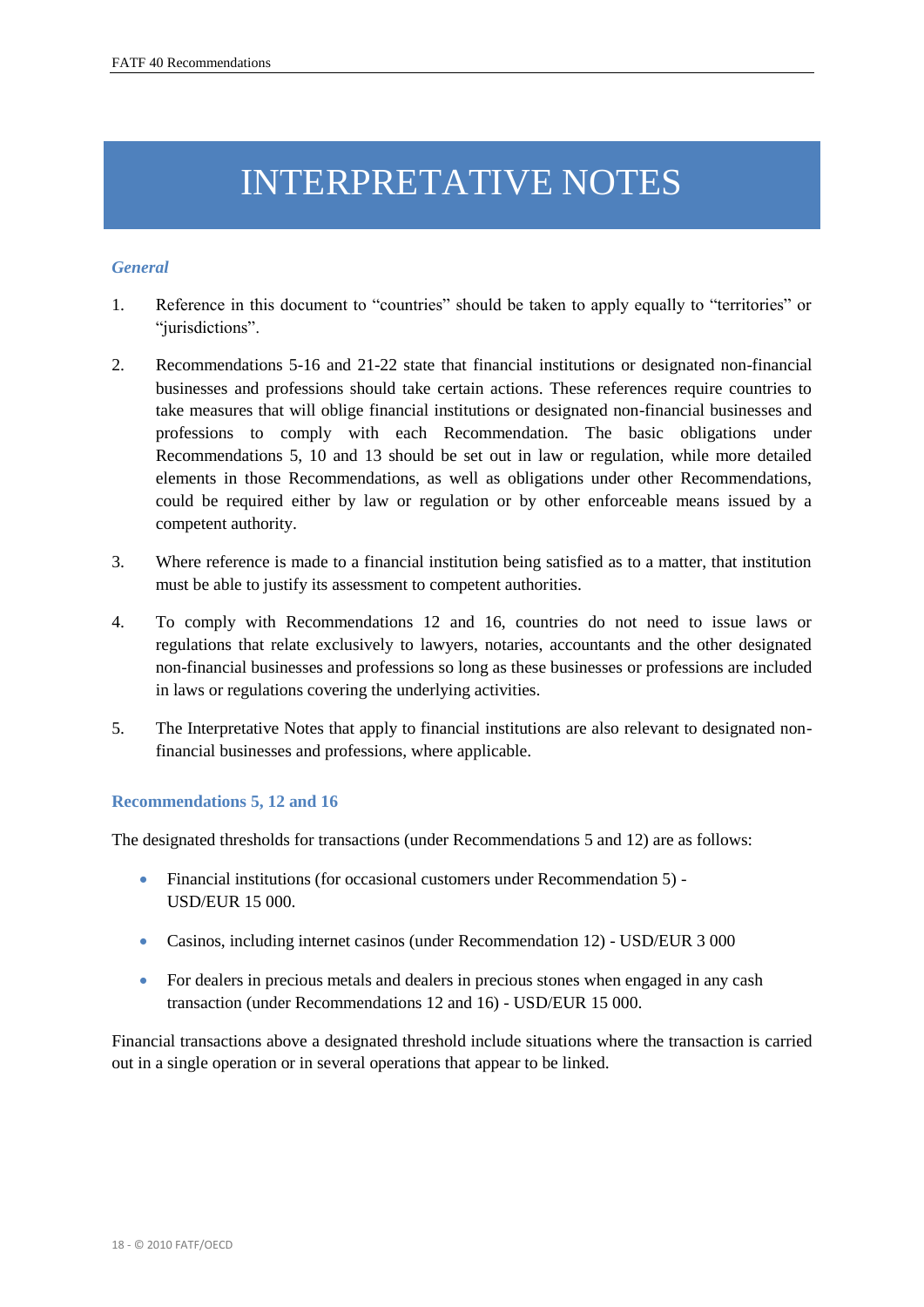# INTERPRETATIVE NOTES

### *General*

1. Reference in this document to "countries" should be taken to apply equally to "territories" or "jurisdictions".

2. Recommendations 5-16 and 21-22 state that financial institutions or designated non-financial businesses and professions should take certain actions. These references require countries to take measures that will oblige financial institutions or designated non-financial businesses and professions to comply with each Recommendation. The basic obligations under Recommendations 5, 10 and 13 should be set out in law or regulation, while more detailed elements in those Recommendations, as well as obligations under other Recommendations, could be required either by law or regulation or by other enforceable means issued by a competent authority.

3. Where reference is made to a financial institution being satisfied as to a matter, that institution must be able to justify its assessment to competent authorities.

4. To comply with Recommendations 12 and 16, countries do not need to issue laws or regulations that relate exclusively to lawyers, notaries, accountants and the other designated non-financial businesses and professions so long as these businesses or professions are included in laws or regulations covering the underlying activities.

5. The Interpretative Notes that apply to financial institutions are also relevant to designated non-financial businesses and professions, where applicable.

### Recommendations 5, 12 and 16

The designated thresholds for transactions (under Recommendations 5 and 12) are as follows:

- Financial institutions (for occasional customers under Recommendation 5) - USD/EUR 15 000.
- Casinos, including internet casinos (under Recommendation 12) - USD/EUR 3 000
- For dealers in precious metals and dealers in precious stones when engaged in any cash transaction (under Recommendations 12 and 16) - USD/EUR 15 000.

Financial transactions above a designated threshold include situations where the transaction is carried out in a single operation or in several operations that appear to be linked.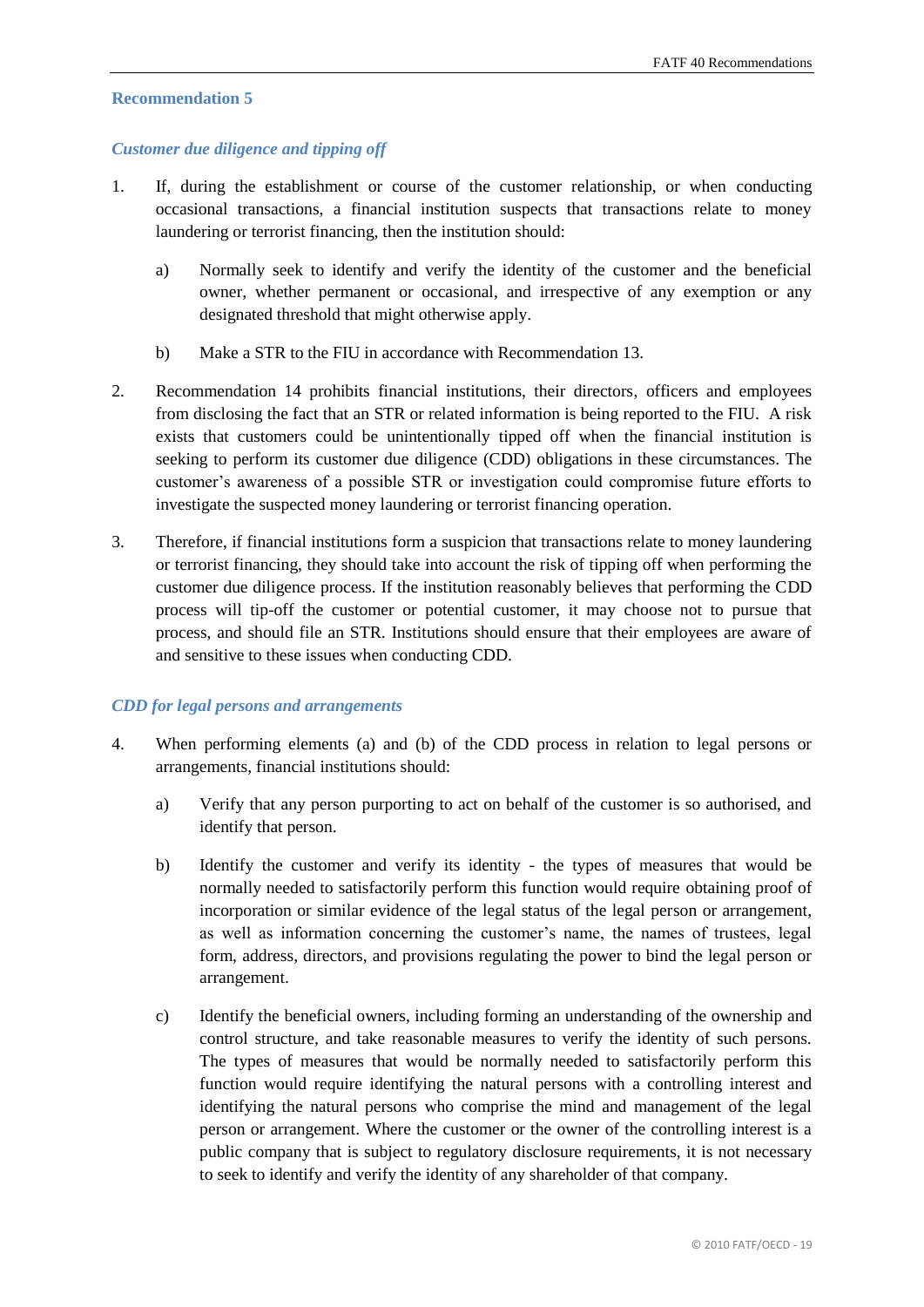### Recommendation 5

#### *Customer due diligence and tipping off*

1. If, during the establishment or course of the customer relationship, or when conducting occasional transactions, a financial institution suspects that transactions relate to money laundering or terrorist financing, then the institution should:

   a) Normally seek to identify and verify the identity of the customer and the beneficial owner, whether permanent or occasional, and irrespective of any exemption or any designated threshold that might otherwise apply.

   b) Make a STR to the FIU in accordance with Recommendation 13.

2. Recommendation 14 prohibits financial institutions, their directors, officers and employees from disclosing the fact that an STR or related information is being reported to the FIU. A risk exists that customers could be unintentionally tipped off when the financial institution is seeking to perform its customer due diligence (CDD) obligations in these circumstances. The customer's awareness of a possible STR or investigation could compromise future efforts to investigate the suspected money laundering or terrorist financing operation.

3. Therefore, if financial institutions form a suspicion that transactions relate to money laundering or terrorist financing, they should take into account the risk of tipping off when performing the customer due diligence process. If the institution reasonably believes that performing the CDD process will tip-off the customer or potential customer, it may choose not to pursue that process, and should file an STR. Institutions should ensure that their employees are aware of and sensitive to these issues when conducting CDD.

#### *CDD for legal persons and arrangements*

4. When performing elements (a) and (b) of the CDD process in relation to legal persons or arrangements, financial institutions should:

   a) Verify that any person purporting to act on behalf of the customer is so authorised, and identify that person.

   b) Identify the customer and verify its identity - the types of measures that would be normally needed to satisfactorily perform this function would require obtaining proof of incorporation or similar evidence of the legal status of the legal person or arrangement, as well as information concerning the customer's name, the names of trustees, legal form, address, directors, and provisions regulating the power to bind the legal person or arrangement.

   c) Identify the beneficial owners, including forming an understanding of the ownership and control structure, and take reasonable measures to verify the identity of such persons. The types of measures that would be normally needed to satisfactorily perform this function would require identifying the natural persons with a controlling interest and identifying the natural persons who comprise the mind and management of the legal person or arrangement. Where the customer or the owner of the controlling interest is a public company that is subject to regulatory disclosure requirements, it is not necessary to seek to identify and verify the identity of any shareholder of that company.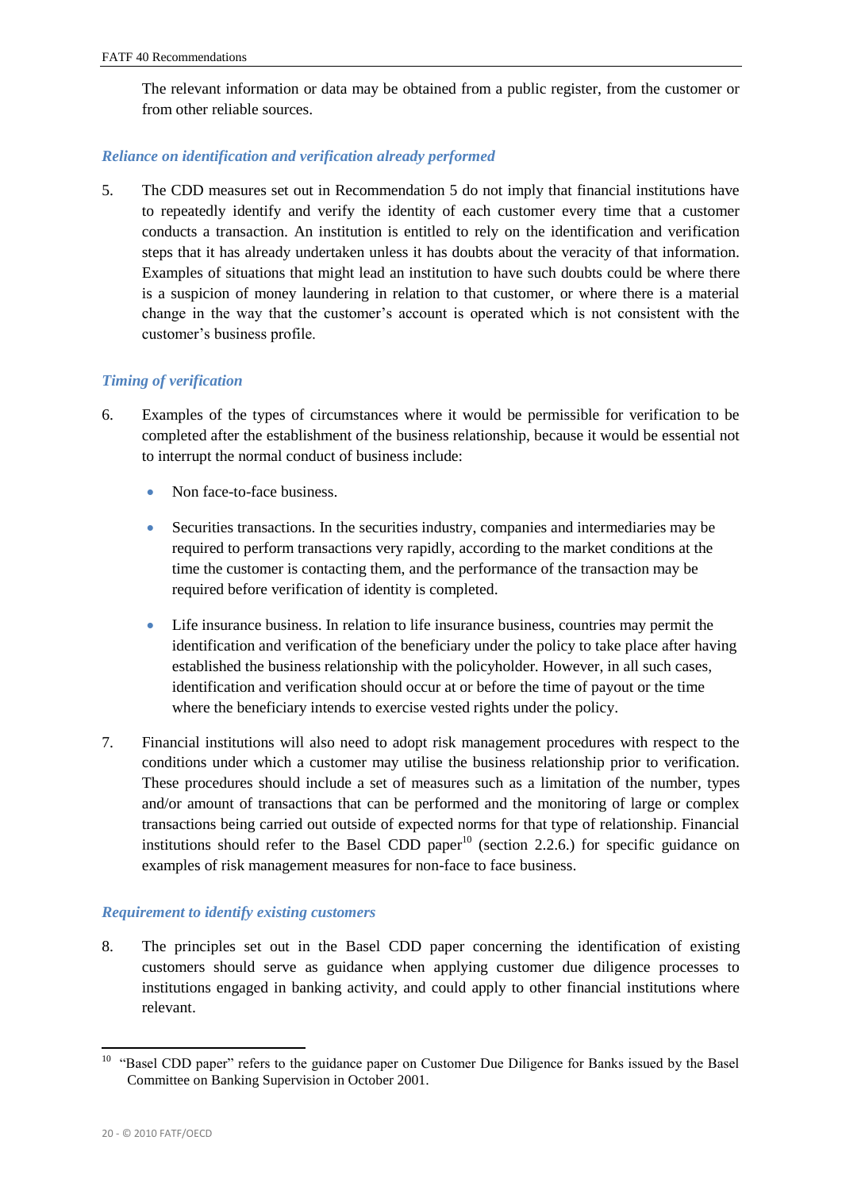The relevant information or data may be obtained from a public register, from the customer or from other reliable sources.

### *Reliance on identification and verification already performed*

5. The CDD measures set out in Recommendation 5 do not imply that financial institutions have to repeatedly identify and verify the identity of each customer every time that a customer conducts a transaction. An institution is entitled to rely on the identification and verification steps that it has already undertaken unless it has doubts about the veracity of that information. Examples of situations that might lead an institution to have such doubts could be where there is a suspicion of money laundering in relation to that customer, or where there is a material change in the way that the customer's account is operated which is not consistent with the customer's business profile.

### *Timing of verification*

6. Examples of the types of circumstances where it would be permissible for verification to be completed after the establishment of the business relationship, because it would be essential not to interrupt the normal conduct of business include:

   - Non face-to-face business.
   - Securities transactions. In the securities industry, companies and intermediaries may be required to perform transactions very rapidly, according to the market conditions at the time the customer is contacting them, and the performance of the transaction may be required before verification of identity is completed.
   - Life insurance business. In relation to life insurance business, countries may permit the identification and verification of the beneficiary under the policy to take place after having established the business relationship with the policyholder. However, in all such cases, identification and verification should occur at or before the time of payout or the time where the beneficiary intends to exercise vested rights under the policy.

7. Financial institutions will also need to adopt risk management procedures with respect to the conditions under which a customer may utilise the business relationship prior to verification. These procedures should include a set of measures such as a limitation of the number, types and/or amount of transactions that can be performed and the monitoring of large or complex transactions being carried out outside of expected norms for that type of relationship. Financial institutions should refer to the Basel CDD paper[10] (section 2.2.6.) for specific guidance on examples of risk management measures for non-face to face business.

### *Requirement to identify existing customers*

8. The principles set out in the Basel CDD paper concerning the identification of existing customers should serve as guidance when applying customer due diligence processes to institutions engaged in banking activity, and could apply to other financial institutions where relevant.

---

[10] "Basel CDD paper" refers to the guidance paper on Customer Due Diligence for Banks issued by the Basel Committee on Banking Supervision in October 2001.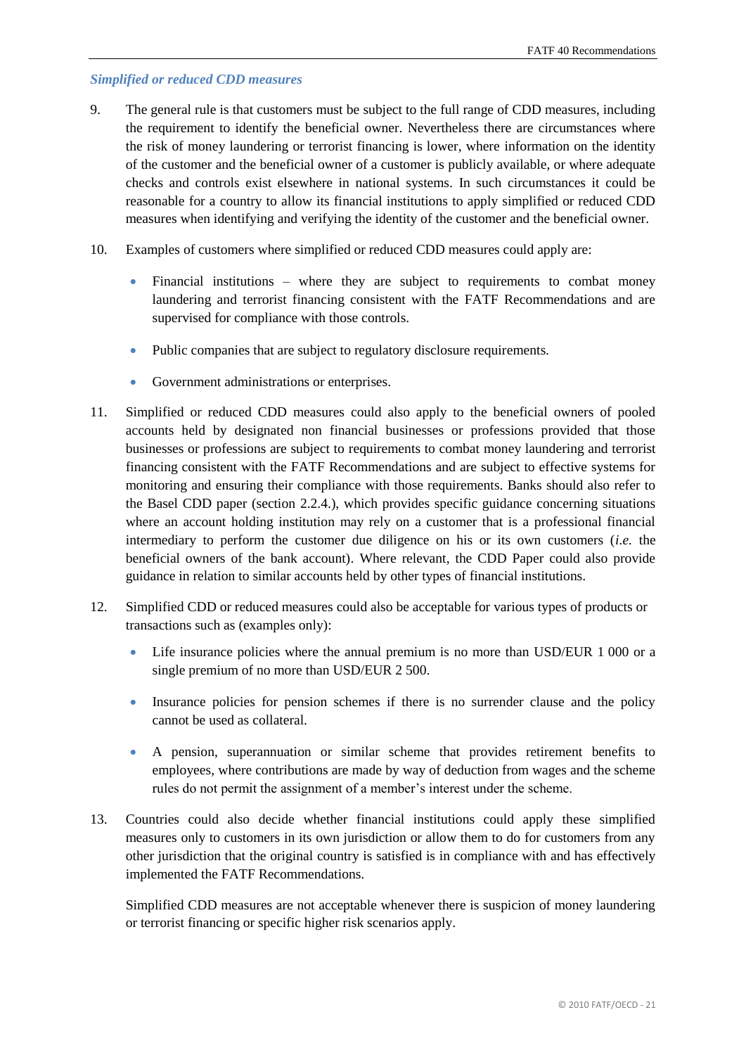### *Simplified or reduced CDD measures*

9. The general rule is that customers must be subject to the full range of CDD measures, including the requirement to identify the beneficial owner. Nevertheless there are circumstances where the risk of money laundering or terrorist financing is lower, where information on the identity of the customer and the beneficial owner of a customer is publicly available, or where adequate checks and controls exist elsewhere in national systems. In such circumstances it could be reasonable for a country to allow its financial institutions to apply simplified or reduced CDD measures when identifying and verifying the identity of the customer and the beneficial owner.

10. Examples of customers where simplified or reduced CDD measures could apply are:

    - Financial institutions – where they are subject to requirements to combat money laundering and terrorist financing consistent with the FATF Recommendations and are supervised for compliance with those controls.
    - Public companies that are subject to regulatory disclosure requirements.
    - Government administrations or enterprises.

11. Simplified or reduced CDD measures could also apply to the beneficial owners of pooled accounts held by designated non financial businesses or professions provided that those businesses or professions are subject to requirements to combat money laundering and terrorist financing consistent with the FATF Recommendations and are subject to effective systems for monitoring and ensuring their compliance with those requirements. Banks should also refer to the Basel CDD paper (section 2.2.4.), which provides specific guidance concerning situations where an account holding institution may rely on a customer that is a professional financial intermediary to perform the customer due diligence on his or its own customers (*i.e.* the beneficial owners of the bank account). Where relevant, the CDD Paper could also provide guidance in relation to similar accounts held by other types of financial institutions.

12. Simplified CDD or reduced measures could also be acceptable for various types of products or transactions such as (examples only):

    - Life insurance policies where the annual premium is no more than USD/EUR 1 000 or a single premium of no more than USD/EUR 2 500.
    - Insurance policies for pension schemes if there is no surrender clause and the policy cannot be used as collateral.
    - A pension, superannuation or similar scheme that provides retirement benefits to employees, where contributions are made by way of deduction from wages and the scheme rules do not permit the assignment of a member's interest under the scheme.

13. Countries could also decide whether financial institutions could apply these simplified measures only to customers in its own jurisdiction or allow them to do for customers from any other jurisdiction that the original country is satisfied is in compliance with and has effectively implemented the FATF Recommendations.

    Simplified CDD measures are not acceptable whenever there is suspicion of money laundering or terrorist financing or specific higher risk scenarios apply.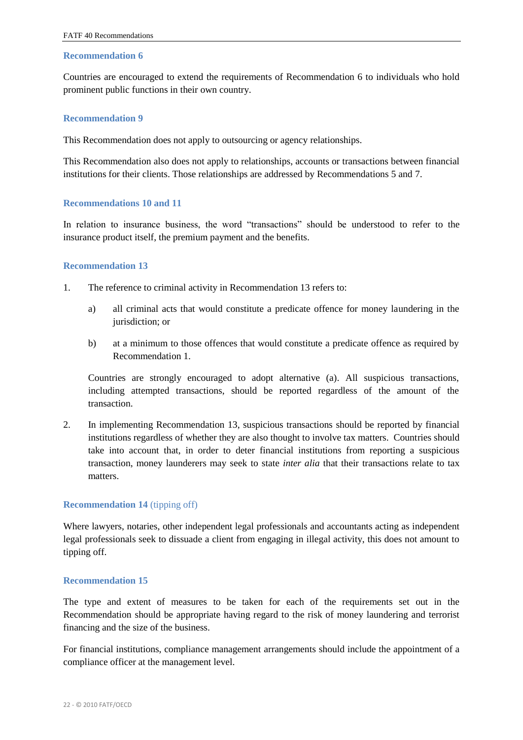### Recommendation 6

Countries are encouraged to extend the requirements of Recommendation 6 to individuals who hold prominent public functions in their own country.

### Recommendation 9

This Recommendation does not apply to outsourcing or agency relationships.

This Recommendation also does not apply to relationships, accounts or transactions between financial institutions for their clients. Those relationships are addressed by Recommendations 5 and 7.

### Recommendations 10 and 11

In relation to insurance business, the word "transactions" should be understood to refer to the insurance product itself, the premium payment and the benefits.

### Recommendation 13

1. The reference to criminal activity in Recommendation 13 refers to:

   a) all criminal acts that would constitute a predicate offence for money laundering in the jurisdiction; or

   b) at a minimum to those offences that would constitute a predicate offence as required by Recommendation 1.

   Countries are strongly encouraged to adopt alternative (a). All suspicious transactions, including attempted transactions, should be reported regardless of the amount of the transaction.

2. In implementing Recommendation 13, suspicious transactions should be reported by financial institutions regardless of whether they are also thought to involve tax matters. Countries should take into account that, in order to deter financial institutions from reporting a suspicious transaction, money launderers may seek to state *inter alia* that their transactions relate to tax matters.

### Recommendation 14 (tipping off)

Where lawyers, notaries, other independent legal professionals and accountants acting as independent legal professionals seek to dissuade a client from engaging in illegal activity, this does not amount to tipping off.

### Recommendation 15

The type and extent of measures to be taken for each of the requirements set out in the Recommendation should be appropriate having regard to the risk of money laundering and terrorist financing and the size of the business.

For financial institutions, compliance management arrangements should include the appointment of a compliance officer at the management level.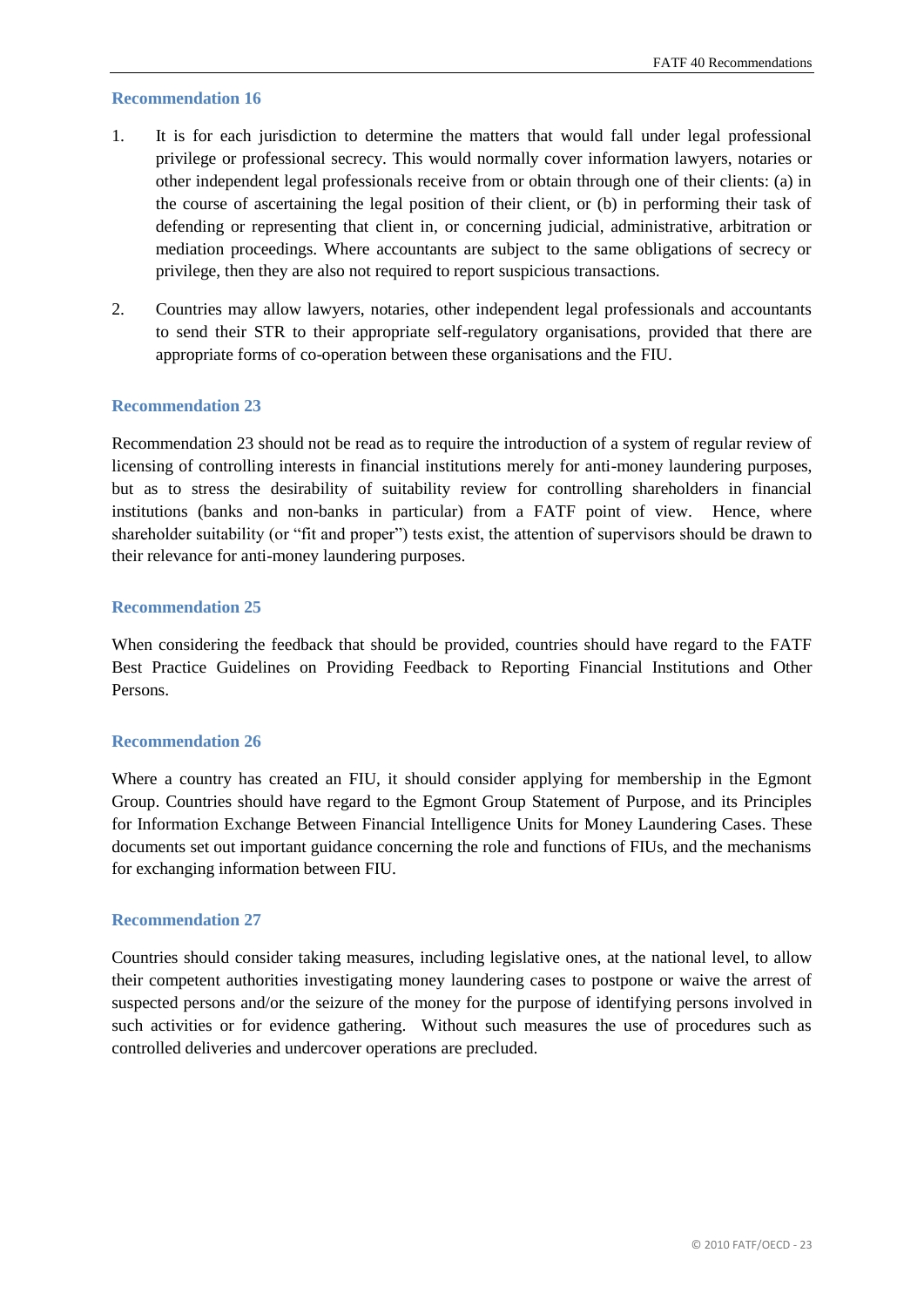### Recommendation 16

1. It is for each jurisdiction to determine the matters that would fall under legal professional privilege or professional secrecy. This would normally cover information lawyers, notaries or other independent legal professionals receive from or obtain through one of their clients: (a) in the course of ascertaining the legal position of their client, or (b) in performing their task of defending or representing that client in, or concerning judicial, administrative, arbitration or mediation proceedings. Where accountants are subject to the same obligations of secrecy or privilege, then they are also not required to report suspicious transactions.

2. Countries may allow lawyers, notaries, other independent legal professionals and accountants to send their STR to their appropriate self-regulatory organisations, provided that there are appropriate forms of co-operation between these organisations and the FIU.

### Recommendation 23

Recommendation 23 should not be read as to require the introduction of a system of regular review of licensing of controlling interests in financial institutions merely for anti-money laundering purposes, but as to stress the desirability of suitability review for controlling shareholders in financial institutions (banks and non-banks in particular) from a FATF point of view. Hence, where shareholder suitability (or "fit and proper") tests exist, the attention of supervisors should be drawn to their relevance for anti-money laundering purposes.

### Recommendation 25

When considering the feedback that should be provided, countries should have regard to the FATF Best Practice Guidelines on Providing Feedback to Reporting Financial Institutions and Other Persons.

### Recommendation 26

Where a country has created an FIU, it should consider applying for membership in the Egmont Group. Countries should have regard to the Egmont Group Statement of Purpose, and its Principles for Information Exchange Between Financial Intelligence Units for Money Laundering Cases. These documents set out important guidance concerning the role and functions of FIUs, and the mechanisms for exchanging information between FIU.

### Recommendation 27

Countries should consider taking measures, including legislative ones, at the national level, to allow their competent authorities investigating money laundering cases to postpone or waive the arrest of suspected persons and/or the seizure of the money for the purpose of identifying persons involved in such activities or for evidence gathering. Without such measures the use of procedures such as controlled deliveries and undercover operations are precluded.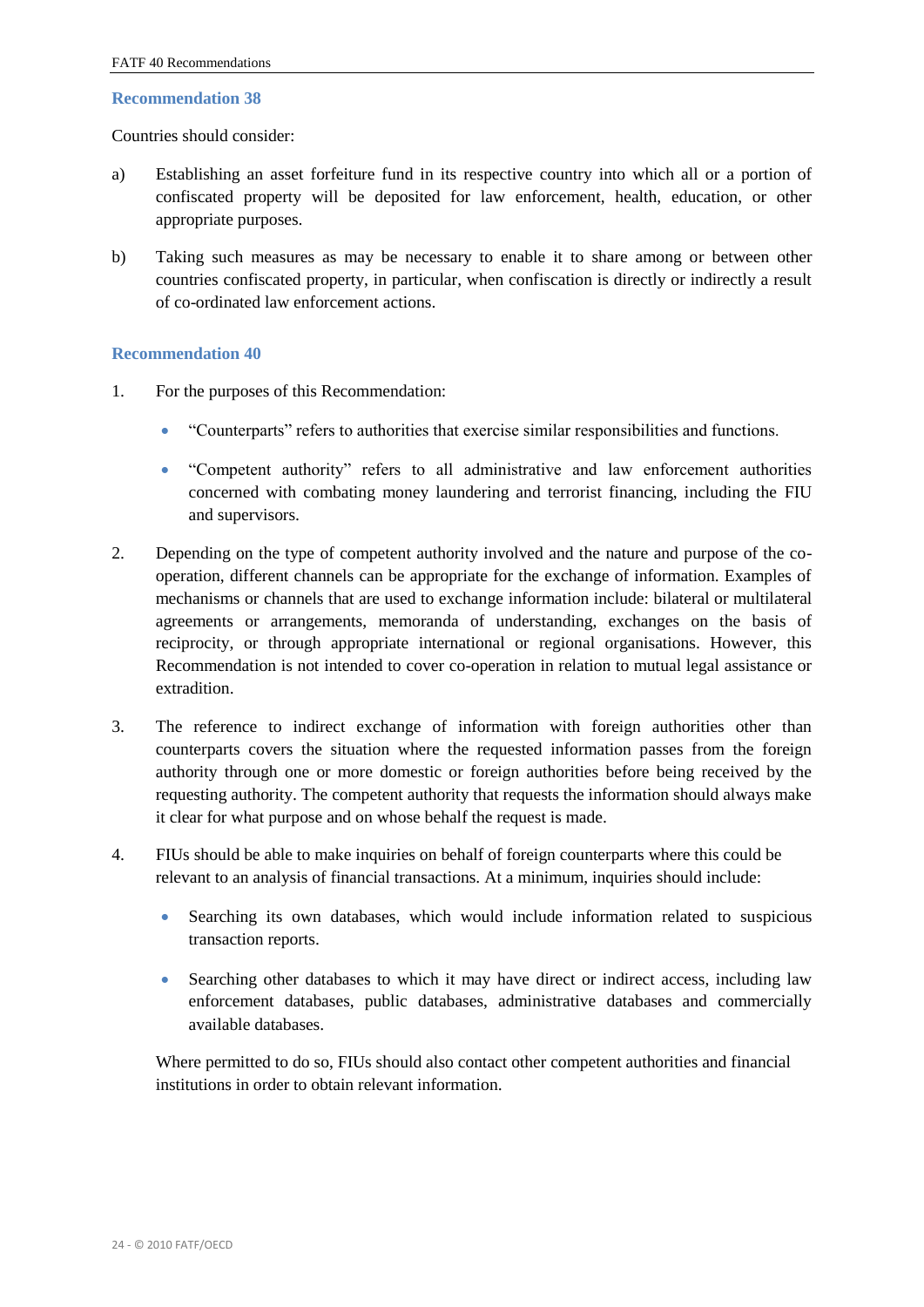### Recommendation 38

Countries should consider:

a) Establishing an asset forfeiture fund in its respective country into which all or a portion of confiscated property will be deposited for law enforcement, health, education, or other appropriate purposes.

b) Taking such measures as may be necessary to enable it to share among or between other countries confiscated property, in particular, when confiscation is directly or indirectly a result of co-ordinated law enforcement actions.

### Recommendation 40

1. For the purposes of this Recommendation:

    - "Counterparts" refers to authorities that exercise similar responsibilities and functions.
    - "Competent authority" refers to all administrative and law enforcement authorities concerned with combating money laundering and terrorist financing, including the FIU and supervisors.

2. Depending on the type of competent authority involved and the nature and purpose of the co-operation, different channels can be appropriate for the exchange of information. Examples of mechanisms or channels that are used to exchange information include: bilateral or multilateral agreements or arrangements, memoranda of understanding, exchanges on the basis of reciprocity, or through appropriate international or regional organisations. However, this Recommendation is not intended to cover co-operation in relation to mutual legal assistance or extradition.

3. The reference to indirect exchange of information with foreign authorities other than counterparts covers the situation where the requested information passes from the foreign authority through one or more domestic or foreign authorities before being received by the requesting authority. The competent authority that requests the information should always make it clear for what purpose and on whose behalf the request is made.

4. FIUs should be able to make inquiries on behalf of foreign counterparts where this could be relevant to an analysis of financial transactions. At a minimum, inquiries should include:

    - Searching its own databases, which would include information related to suspicious transaction reports.
    - Searching other databases to which it may have direct or indirect access, including law enforcement databases, public databases, administrative databases and commercially available databases.

    Where permitted to do so, FIUs should also contact other competent authorities and financial institutions in order to obtain relevant information.